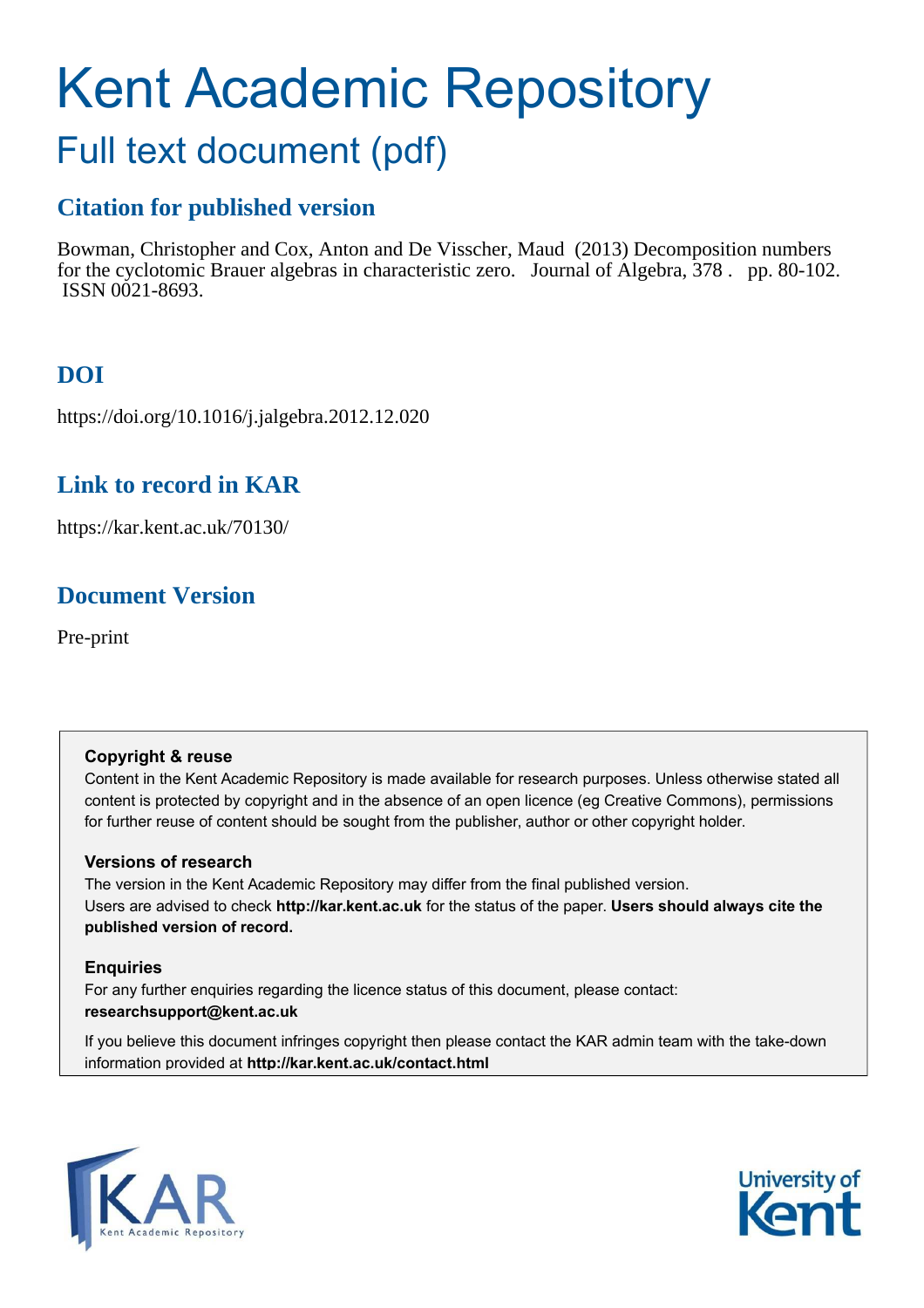# Kent Academic Repository

## Full text document (pdf)

### Citation for published version

Bowman, Christopher and Cox, Anton and De Visscher, Maud (2013) Decomposition numbers for the cyclotomic Brauer algebras in characteristic zero. Journal of Algebra, 378 . pp. 80-102. ISSN 0021-8693.

### DOI

https://doi.org/10.1016/j.jalgebra.2012.12.020

### Link to record in KAR

https://kar.kent.ac.uk/70130/

### Document Version

Pre-print

**Copyright & reuse**

Content in the Kent Academic Repository is made available for research purposes. Unless otherwise stated all content is protected by copyright and in the absence of an open licence (eg Creative Commons), permissions for further reuse of content should be sought from the publisher, author or other copyright holder.

**Versions of research**

The version in the Kent Academic Repository may differ from the final published version. Users are advised to check **http://kar.kent.ac.uk** for the status of the paper. **Users should always cite the published version of record.**

**Enquiries**

For any further enquiries regarding the licence status of this document, please contact: **researchsupport@kent.ac.uk**

If you believe this document infringes copyright then please contact the KAR admin team with the take-down information provided at **http://kar.kent.ac.uk/contact.html**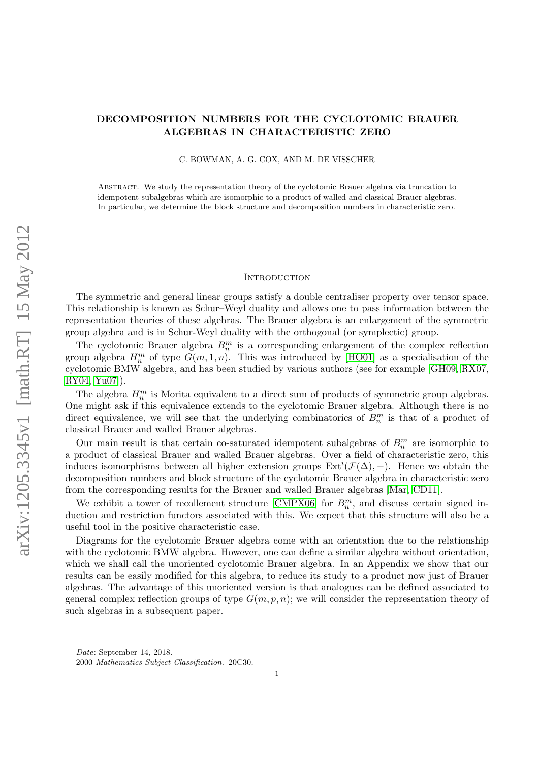# DECOMPOSITION NUMBERS FOR THE CYCLOTOMIC BRAUER ALGEBRAS IN CHARACTERISTIC ZERO

C. BOWMAN, A. G. COX, AND M. DE VISSCHER

Abstract. We study the representation theory of the cyclotomic Brauer algebra via truncation to idempotent subalgebras which are isomorphic to a product of walled and classical Brauer algebras. In particular, we determine the block structure and decomposition numbers in characteristic zero.

## Introduction

The symmetric and general linear groups satisfy a double centraliser property over tensor space. This relationship is known as Schur–Weyl duality and allows one to pass information between the representation theories of these algebras. The Brauer algebra is an enlargement of the symmetric group algebra and is in Schur-Weyl duality with the orthogonal (or symplectic) group.

The cyclotomic Brauer algebra $B_n^m$ is a corresponding enlargement of the complex reflection group algebra $H_n^m$ of type $G(m, 1, n)$. This was introduced by [HO01] as a specialisation of the cyclotomic BMW algebra, and has been studied by various authors (see for example [GH09, RX07, RY04, Yu07]).

The algebra $H_n^m$ is Morita equivalent to a direct sum of products of symmetric group algebras. One might ask if this equivalence extends to the cyclotomic Brauer algebra. Although there is no direct equivalence, we will see that the underlying combinatorics of $B_n^m$ is that of a product of classical Brauer and walled Brauer algebras.

Our main result is that certain co-saturated idempotent subalgebras of $B_n^m$ are isomorphic to a product of classical Brauer and walled Brauer algebras. Over a field of characteristic zero, this induces isomorphisms between all higher extension groups $\mathrm{Ext}^i(\mathcal{F}(\Delta), -)$. Hence we obtain the decomposition numbers and block structure of the cyclotomic Brauer algebra in characteristic zero from the corresponding results for the Brauer and walled Brauer algebras [Mar, CD11].

We exhibit a tower of recollement structure [CMPX06] for $B_n^m$, and discuss certain signed induction and restriction functors associated with this. We expect that this structure will also be a useful tool in the positive characteristic case.

Diagrams for the cyclotomic Brauer algebra come with an orientation due to the relationship with the cyclotomic BMW algebra. However, one can define a similar algebra without orientation, which we shall call the unoriented cyclotomic Brauer algebra. In an Appendix we show that our results can be easily modified for this algebra, to reduce its study to a product now just of Brauer algebras. The advantage of this unoriented version is that analogues can be defined associated to general complex reflection groups of type $G(m, p, n)$; we will consider the representation theory of such algebras in a subsequent paper.

*Date*: September 14, 2018.

2000 *Mathematics Subject Classification.* 20C30.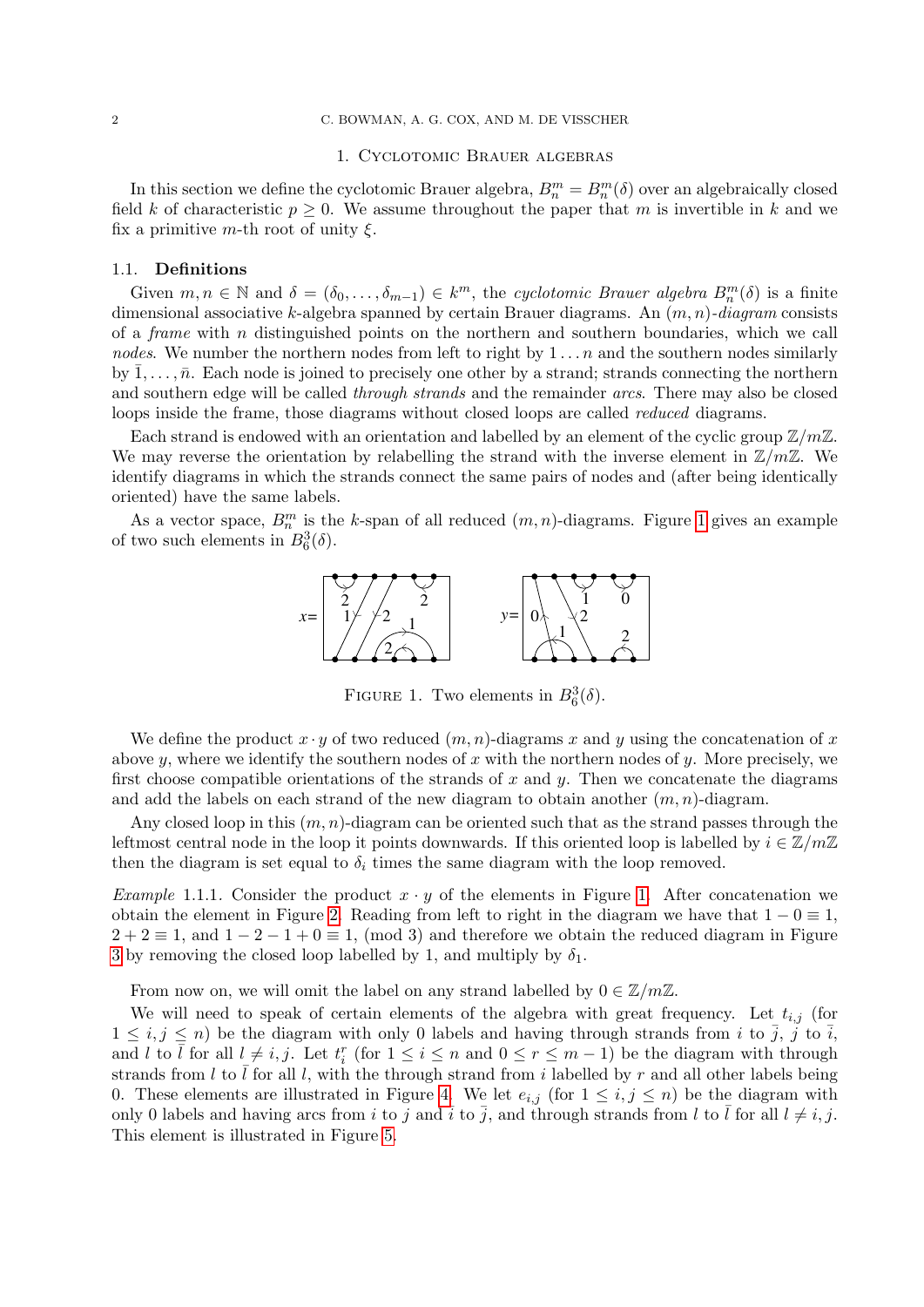## 1. Cyclotomic Brauer algebras

In this section we define the cyclotomic Brauer algebra, $B_n^m = B_n^m(\delta)$ over an algebraically closed field $k$ of characteristic $p \geq 0$. We assume throughout the paper that $m$ is invertible in $k$ and we fix a primitive $m$-th root of unity $\xi$.

### 1.1. Definitions

Given $m, n \in \mathbb{N}$ and $\delta = (\delta_0, \ldots, \delta_{m-1}) \in k^m$, the *cyclotomic Brauer algebra* $B_n^m(\delta)$ is a finite dimensional associative $k$-algebra spanned by certain Brauer diagrams. An $(m,n)$*-diagram* consists of a *frame* with $n$ distinguished points on the northern and southern boundaries, which we call *nodes*. We number the northern nodes from left to right by $1 \ldots n$ and the southern nodes similarly by $\bar{1}, \ldots, \bar{n}$. Each node is joined to precisely one other by a strand; strands connecting the northern and southern edge will be called *through strands* and the remainder *arcs*. There may also be closed loops inside the frame, those diagrams without closed loops are called *reduced* diagrams.

Each strand is endowed with an orientation and labelled by an element of the cyclic group $\mathbb{Z}/m\mathbb{Z}$. We may reverse the orientation by relabelling the strand with the inverse element in $\mathbb{Z}/m\mathbb{Z}$. We identify diagrams in which the strands connect the same pairs of nodes and (after being identically oriented) have the same labels.

As a vector space, $B_n^m$ is the $k$-span of all reduced $(m,n)$-diagrams. Figure 1 gives an example of two such elements in $B_6^3(\delta)$.

$x=$ 2 1 2 2 1 2 $y=$ 0 1 2 1 0 2

Figure 1. Two elements in $B_6^3(\delta)$.

We define the product $x \cdot y$ of two reduced $(m,n)$-diagrams $x$ and $y$ using the concatenation of $x$ above $y$, where we identify the southern nodes of $x$ with the northern nodes of $y$. More precisely, we first choose compatible orientations of the strands of $x$ and $y$. Then we concatenate the diagrams and add the labels on each strand of the new diagram to obtain another $(m,n)$-diagram.

Any closed loop in this $(m,n)$-diagram can be oriented such that as the strand passes through the leftmost central node in the loop it points downwards. If this oriented loop is labelled by $i \in \mathbb{Z}/m\mathbb{Z}$ then the diagram is set equal to $\delta_i$ times the same diagram with the loop removed.

*Example* 1.1.1. Consider the product $x \cdot y$ of the elements in Figure 1. After concatenation we obtain the element in Figure 2. Reading from left to right in the diagram we have that $1 - 0 \equiv 1$, $2 + 2 \equiv 1$, and $1 - 2 - 1 + 0 \equiv 1$, (mod 3) and therefore we obtain the reduced diagram in Figure 3 by removing the closed loop labelled by 1, and multiply by $\delta_1$.

From now on, we will omit the label on any strand labelled by $0 \in \mathbb{Z}/m\mathbb{Z}$.

We will need to speak of certain elements of the algebra with great frequency. Let $t_{i,j}$ (for $1 \leq i, j \leq n$) be the diagram with only 0 labels and having through strands from $i$ to $\bar{j}$, $j$ to $\bar{i}$, and $l$ to $\bar{l}$ for all $l \neq i, j$. Let $t_i^r$ (for $1 \leq i \leq n$ and $0 \leq r \leq m-1$) be the diagram with through strands from $l$ to $\bar{l}$ for all $l$, with the through strand from $i$ labelled by $r$ and all other labels being 0. These elements are illustrated in Figure 4. We let $e_{i,j}$ (for $1 \leq i, j \leq n$) be the diagram with only 0 labels and having arcs from $i$ to $j$ and $\bar{i}$ to $\bar{j}$, and through strands from $l$ to $\bar{l}$ for all $l \neq i, j$. This element is illustrated in Figure 5.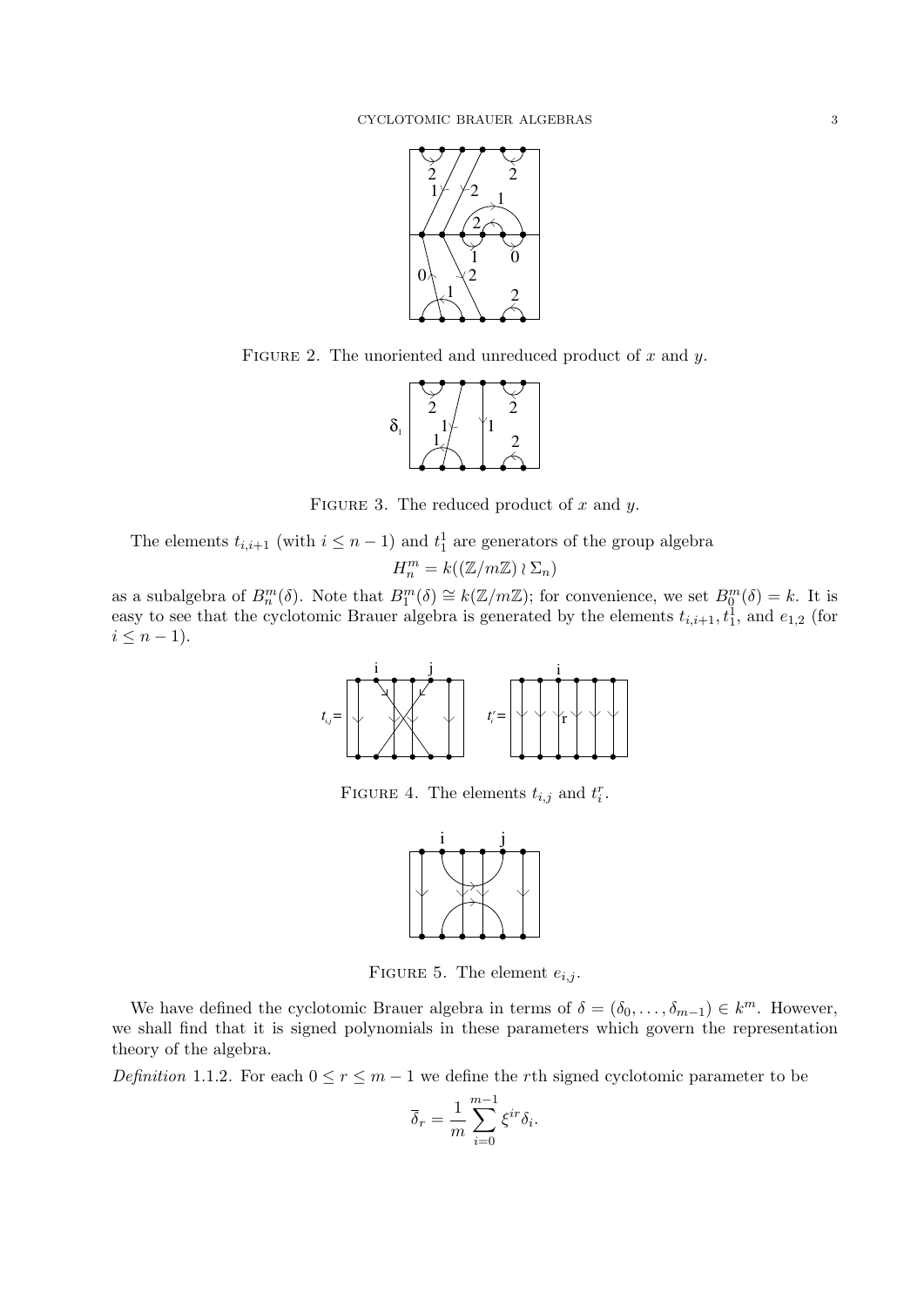FIGURE 2. The unoriented and unreduced product of $x$ and $y$.

FIGURE 3. The reduced product of $x$ and $y$.

The elements $t_{i,i+1}$ (with $i \leq n-1$) and $t_1^1$ are generators of the group algebra

$$H_n^m = k((\mathbb{Z}/m\mathbb{Z}) \wr \Sigma_n)$$

as a subalgebra of $B_n^m(\delta)$. Note that $B_1^m(\delta) \cong k(\mathbb{Z}/m\mathbb{Z})$; for convenience, we set $B_0^m(\delta) = k$. It is easy to see that the cyclotomic Brauer algebra is generated by the elements $t_{i,i+1}, t_1^1$, and $e_{1,2}$ (for $i \leq n-1$).

FIGURE 4. The elements $t_{i,j}$ and $t_i^r$.

FIGURE 5. The element $e_{i,j}$.

We have defined the cyclotomic Brauer algebra in terms of $\delta = (\delta_0, \ldots, \delta_{m-1}) \in k^m$. However, we shall find that it is signed polynomials in these parameters which govern the representation theory of the algebra.

*Definition* 1.1.2. For each $0 \leq r \leq m-1$ we define the $r$th signed cyclotomic parameter to be

$$\overline{\delta}_r = \frac{1}{m} \sum_{i=0}^{m-1} \xi^{ir} \delta_i.$$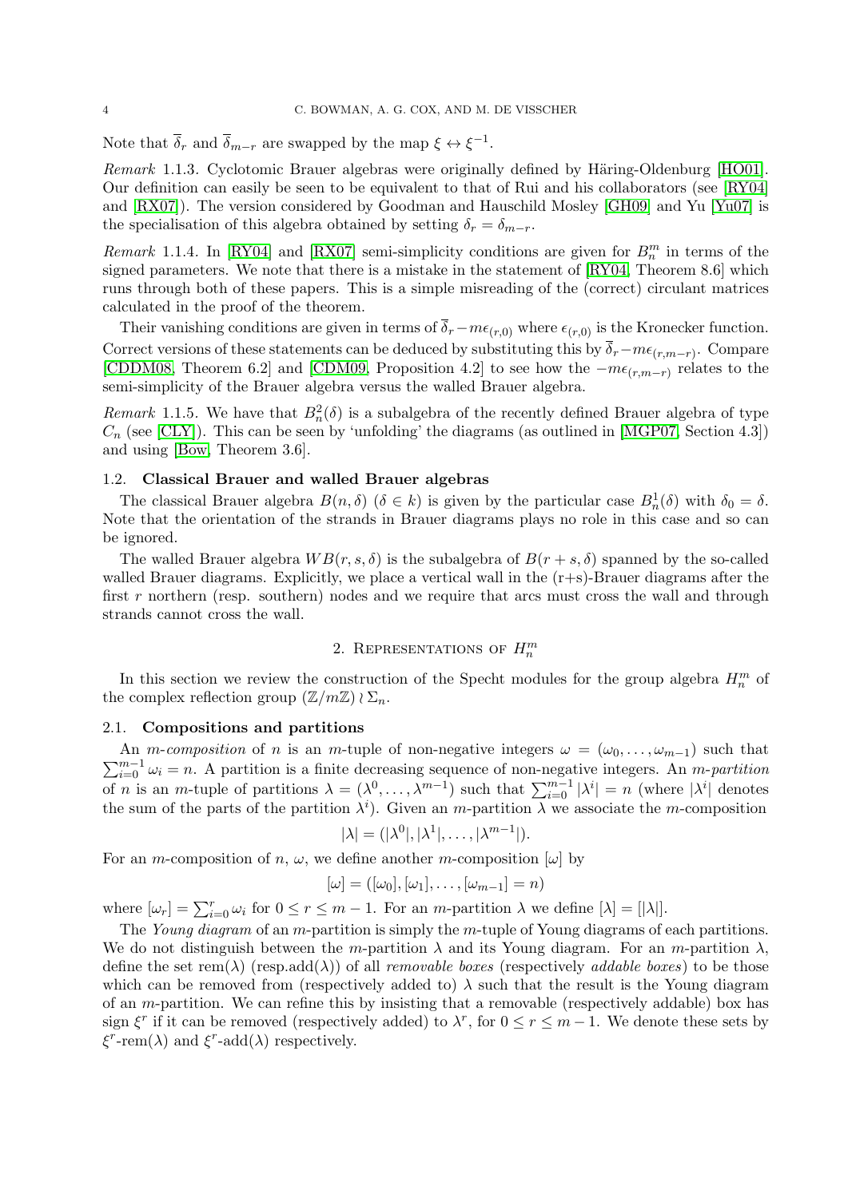Note that $\overline{\delta}_r$ and $\overline{\delta}_{m-r}$ are swapped by the map $\xi \leftrightarrow \xi^{-1}$.

*Remark* 1.1.3. Cyclotomic Brauer algebras were originally defined by Häring-Oldenburg [HO01]. Our definition can easily be seen to be equivalent to that of Rui and his collaborators (see [RY04] and [RX07]). The version considered by Goodman and Hauschild Mosley [GH09] and Yu [Yu07] is the specialisation of this algebra obtained by setting $\delta_r = \delta_{m-r}$.

*Remark* 1.1.4. In [RY04] and [RX07] semi-simplicity conditions are given for $B_n^m$ in terms of the signed parameters. We note that there is a mistake in the statement of [RY04, Theorem 8.6] which runs through both of these papers. This is a simple misreading of the (correct) circulant matrices calculated in the proof of the theorem.

Their vanishing conditions are given in terms of $\overline{\delta}_r - m\epsilon_{(r,0)}$ where $\epsilon_{(r,0)}$ is the Kronecker function. Correct versions of these statements can be deduced by substituting this by $\overline{\delta}_r - m\epsilon_{(r,m-r)}$. Compare [CDDM08, Theorem 6.2] and [CDM09, Proposition 4.2] to see how the $-m\epsilon_{(r,m-r)}$ relates to the semi-simplicity of the Brauer algebra versus the walled Brauer algebra.

*Remark* 1.1.5. We have that $B_n^2(\delta)$ is a subalgebra of the recently defined Brauer algebra of type $C_n$ (see [CLY]). This can be seen by 'unfolding' the diagrams (as outlined in [MGP07, Section 4.3]) and using [Bow, Theorem 3.6].

### 1.2. Classical Brauer and walled Brauer algebras

The classical Brauer algebra $B(n, \delta)$ ($\delta \in k$) is given by the particular case $B_n^1(\delta)$ with $\delta_0 = \delta$. Note that the orientation of the strands in Brauer diagrams plays no role in this case and so can be ignored.

The walled Brauer algebra $WB(r, s, \delta)$ is the subalgebra of $B(r + s, \delta)$ spanned by the so-called walled Brauer diagrams. Explicitly, we place a vertical wall in the (r+s)-Brauer diagrams after the first $r$ northern (resp. southern) nodes and we require that arcs must cross the wall and through strands cannot cross the wall.

## 2. Representations of $H_n^m$

In this section we review the construction of the Specht modules for the group algebra $H_n^m$ of the complex reflection group $(\mathbb{Z}/m\mathbb{Z}) \wr \Sigma_n$.

### 2.1. Compositions and partitions

An *m-composition* of $n$ is an $m$-tuple of non-negative integers $\omega = (\omega_0, \ldots, \omega_{m-1})$ such that $\sum_{i=0}^{m-1} \omega_i = n$. A partition is a finite decreasing sequence of non-negative integers. An *m-partition* of $n$ is an $m$-tuple of partitions $\lambda = (\lambda^0, \ldots, \lambda^{m-1})$ such that $\sum_{i=0}^{m-1} |\lambda^i| = n$ (where $|\lambda^i|$ denotes the sum of the parts of the partition $\lambda^i$). Given an $m$-partition $\lambda$ we associate the $m$-composition

$$|\lambda| = (|\lambda^0|, |\lambda^1|, \ldots, |\lambda^{m-1}|).$$

For an $m$-composition of $n$, $\omega$, we define another $m$-composition $[\omega]$ by

$$[\omega] = ([\omega_0], [\omega_1], \ldots, [\omega_{m-1}] = n)$$

where $[\omega_r] = \sum_{i=0}^{r} \omega_i$ for $0 \leq r \leq m-1$. For an $m$-partition $\lambda$ we define $[\lambda] = [|\lambda|]$.

The *Young diagram* of an $m$-partition is simply the $m$-tuple of Young diagrams of each partitions. We do not distinguish between the $m$-partition $\lambda$ and its Young diagram. For an $m$-partition $\lambda$, define the set $\mathrm{rem}(\lambda)$ (resp.$\mathrm{add}(\lambda)$) of all *removable boxes* (respectively *addable boxes*) to be those which can be removed from (respectively added to) $\lambda$ such that the result is the Young diagram of an $m$-partition. We can refine this by insisting that a removable (respectively addable) box has sign $\xi^r$ if it can be removed (respectively added) to $\lambda^r$, for $0 \leq r \leq m-1$. We denote these sets by $\xi^r$-$\mathrm{rem}(\lambda)$ and $\xi^r$-$\mathrm{add}(\lambda)$ respectively.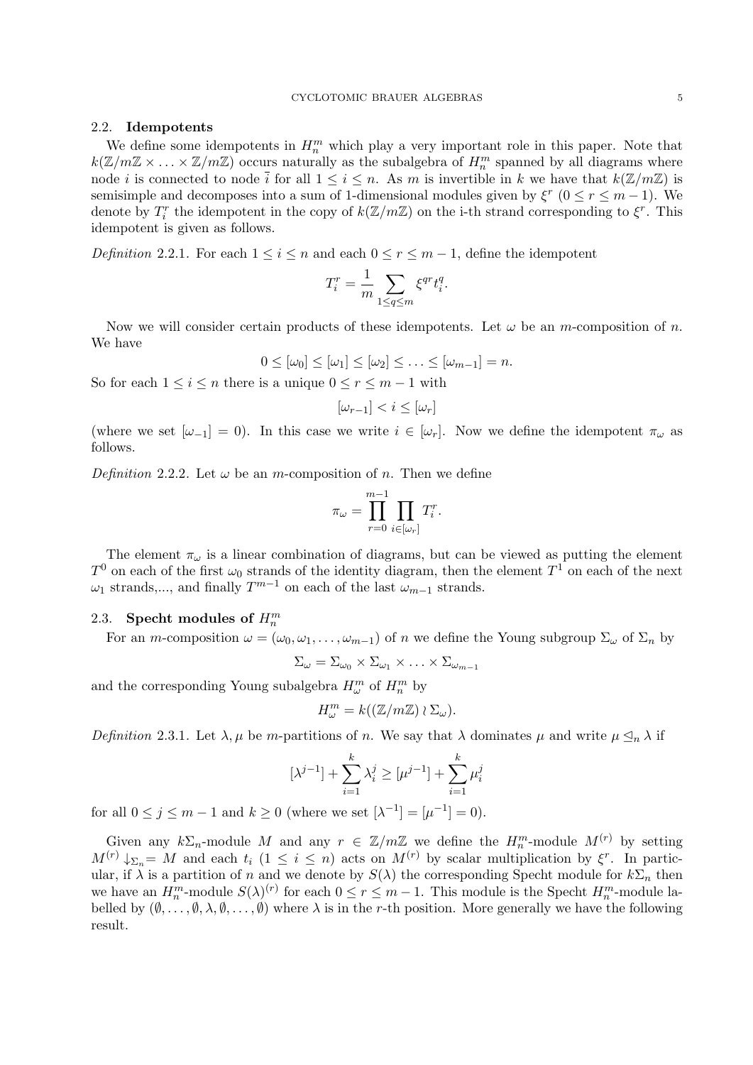## 2.2. Idempotents

We define some idempotents in $H_n^m$ which play a very important role in this paper. Note that $k(\mathbb{Z}/m\mathbb{Z} \times \ldots \times \mathbb{Z}/m\mathbb{Z})$ occurs naturally as the subalgebra of $H_n^m$ spanned by all diagrams where node $i$ is connected to node $\bar{i}$ for all $1 \leq i \leq n$. As $m$ is invertible in $k$ we have that $k(\mathbb{Z}/m\mathbb{Z})$ is semisimple and decomposes into a sum of 1-dimensional modules given by $\xi^r$ $(0 \leq r \leq m-1)$. We denote by $T_i^r$ the idempotent in the copy of $k(\mathbb{Z}/m\mathbb{Z})$ on the i-th strand corresponding to $\xi^r$. This idempotent is given as follows.

*Definition* 2.2.1. For each $1 \leq i \leq n$ and each $0 \leq r \leq m-1$, define the idempotent

$$T_i^r = \frac{1}{m} \sum_{1 \leq q \leq m} \xi^{qr} t_i^q.$$

Now we will consider certain products of these idempotents. Let $\omega$ be an $m$-composition of $n$. We have

$$0 \leq [\omega_0] \leq [\omega_1] \leq [\omega_2] \leq \ldots \leq [\omega_{m-1}] = n.$$

So for each $1 \leq i \leq n$ there is a unique $0 \leq r \leq m-1$ with

$$[\omega_{r-1}] < i \leq [\omega_r]$$

(where we set $[\omega_{-1}] = 0$). In this case we write $i \in [\omega_r]$. Now we define the idempotent $\pi_\omega$ as follows.

*Definition* 2.2.2. Let $\omega$ be an $m$-composition of $n$. Then we define

$$\pi_\omega = \prod_{r=0}^{m-1} \prod_{i \in [\omega_r]} T_i^r.$$

The element $\pi_\omega$ is a linear combination of diagrams, but can be viewed as putting the element $T^0$ on each of the first $\omega_0$ strands of the identity diagram, then the element $T^1$ on each of the next $\omega_1$ strands,..., and finally $T^{m-1}$ on each of the last $\omega_{m-1}$ strands.

## 2.3. Specht modules of $H_n^m$

For an $m$-composition $\omega = (\omega_0, \omega_1, \ldots, \omega_{m-1})$ of $n$ we define the Young subgroup $\Sigma_\omega$ of $\Sigma_n$ by

$$\Sigma_\omega = \Sigma_{\omega_0} \times \Sigma_{\omega_1} \times \ldots \times \Sigma_{\omega_{m-1}}$$

and the corresponding Young subalgebra $H_\omega^m$ of $H_n^m$ by

$$H_\omega^m = k((\mathbb{Z}/m\mathbb{Z}) \wr \Sigma_\omega).$$

*Definition* 2.3.1. Let $\lambda, \mu$ be $m$-partitions of $n$. We say that $\lambda$ dominates $\mu$ and write $\mu \trianglelefteq_n \lambda$ if

$$[\lambda^{j-1}] + \sum_{i=1}^{k} \lambda_i^j \geq [\mu^{j-1}] + \sum_{i=1}^{k} \mu_i^j$$

for all $0 \leq j \leq m-1$ and $k \geq 0$ (where we set $[\lambda^{-1}] = [\mu^{-1}] = 0$).

Given any $k\Sigma_n$-module $M$ and any $r \in \mathbb{Z}/m\mathbb{Z}$ we define the $H_n^m$-module $M^{(r)}$ by setting $M^{(r)} \downarrow_{\Sigma_n} = M$ and each $t_i$ $(1 \leq i \leq n)$ acts on $M^{(r)}$ by scalar multiplication by $\xi^r$. In particular, if $\lambda$ is a partition of $n$ and we denote by $S(\lambda)$ the corresponding Specht module for $k\Sigma_n$ then we have an $H_n^m$-module $S(\lambda)^{(r)}$ for each $0 \leq r \leq m-1$. This module is the Specht $H_n^m$-module labelled by $(\emptyset, \ldots, \emptyset, \lambda, \emptyset, \ldots, \emptyset)$ where $\lambda$ is in the $r$-th position. More generally we have the following result.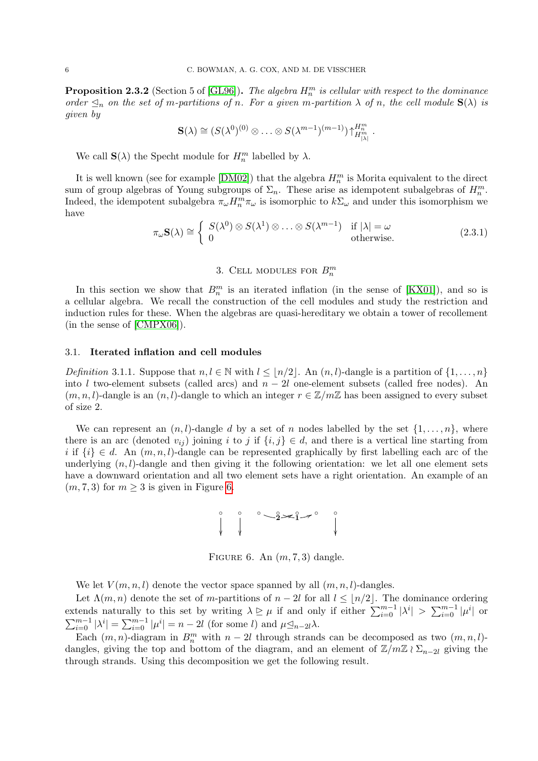**Proposition 2.3.2** (Section 5 of [GL96])**.** *The algebra $H_n^m$ is cellular with respect to the dominance order $\trianglelefteq_n$ on the set of $m$-partitions of $n$. For a given $m$-partition $\lambda$ of $n$, the cell module $\mathbf{S}(\lambda)$ is given by*

$$\mathbf{S}(\lambda) \cong (S(\lambda^0)^{(0)} \otimes \ldots \otimes S(\lambda^{m-1})^{(m-1)})\uparrow_{H^m_{|\lambda|}}^{H^m_n}.$$

We call $\mathbf{S}(\lambda)$ the Specht module for $H_n^m$ labelled by $\lambda$.

It is well known (see for example [DM02]) that the algebra $H_n^m$ is Morita equivalent to the direct sum of group algebras of Young subgroups of $\Sigma_n$. These arise as idempotent subalgebras of $H_n^m$. Indeed, the idempotent subalgebra $\pi_\omega H_n^m \pi_\omega$ is isomorphic to $k\Sigma_\omega$ and under this isomorphism we have

$$\pi_\omega \mathbf{S}(\lambda) \cong \begin{cases} S(\lambda^0) \otimes S(\lambda^1) \otimes \ldots \otimes S(\lambda^{m-1}) & \text{if } |\lambda| = \omega \\ 0 & \text{otherwise.} \end{cases} \tag{2.3.1}$$

## 3. Cell modules for $B_n^m$

In this section we show that $B_n^m$ is an iterated inflation (in the sense of [KX01]), and so is a cellular algebra. We recall the construction of the cell modules and study the restriction and induction rules for these. When the algebras are quasi-hereditary we obtain a tower of recollement (in the sense of [CMPX06]).

### 3.1. Iterated inflation and cell modules

*Definition* 3.1.1. Suppose that $n, l \in \mathbb{N}$ with $l \leq \lfloor n/2 \rfloor$. An $(n, l)$-dangle is a partition of $\{1, \ldots, n\}$ into $l$ two-element subsets (called arcs) and $n - 2l$ one-element subsets (called free nodes). An $(m, n, l)$-dangle is an $(n, l)$-dangle to which an integer $r \in \mathbb{Z}/m\mathbb{Z}$ has been assigned to every subset of size 2.

We can represent an $(n, l)$-dangle $d$ by a set of $n$ nodes labelled by the set $\{1, \ldots, n\}$, where there is an arc (denoted $v_{ij}$) joining $i$ to $j$ if $\{i, j\} \in d$, and there is a vertical line starting from $i$ if $\{i\} \in d$. An $(m, n, l)$-dangle can be represented graphically by first labelling each arc of the underlying $(n, l)$-dangle and then giving it the following orientation: we let all one element sets have a downward orientation and all two element sets have a right orientation. An example of an $(m, 7, 3)$ for $m \geq 3$ is given in Figure 6.

Figure 6. An $(m, 7, 3)$ dangle.

We let $V(m, n, l)$ denote the vector space spanned by all $(m, n, l)$-dangles.

Let $\Lambda(m, n)$ denote the set of $m$-partitions of $n - 2l$ for all $l \leq \lfloor n/2 \rfloor$. The dominance ordering extends naturally to this set by writing $\lambda \trianglerighteq \mu$ if and only if either $\sum_{i=0}^{m-1} |\lambda^i| > \sum_{i=0}^{m-1} |\mu^i|$ or $\sum_{i=0}^{m-1} |\lambda^i| = \sum_{i=0}^{m-1} |\mu^i| = n - 2l$ (for some $l$) and $\mu \trianglelefteq_{n-2l} \lambda$.

Each $(m, n)$-diagram in $B_n^m$ with $n - 2l$ through strands can be decomposed as two $(m, n, l)$-dangles, giving the top and bottom of the diagram, and an element of $\mathbb{Z}/m\mathbb{Z} \wr \Sigma_{n-2l}$ giving the through strands. Using this decomposition we get the following result.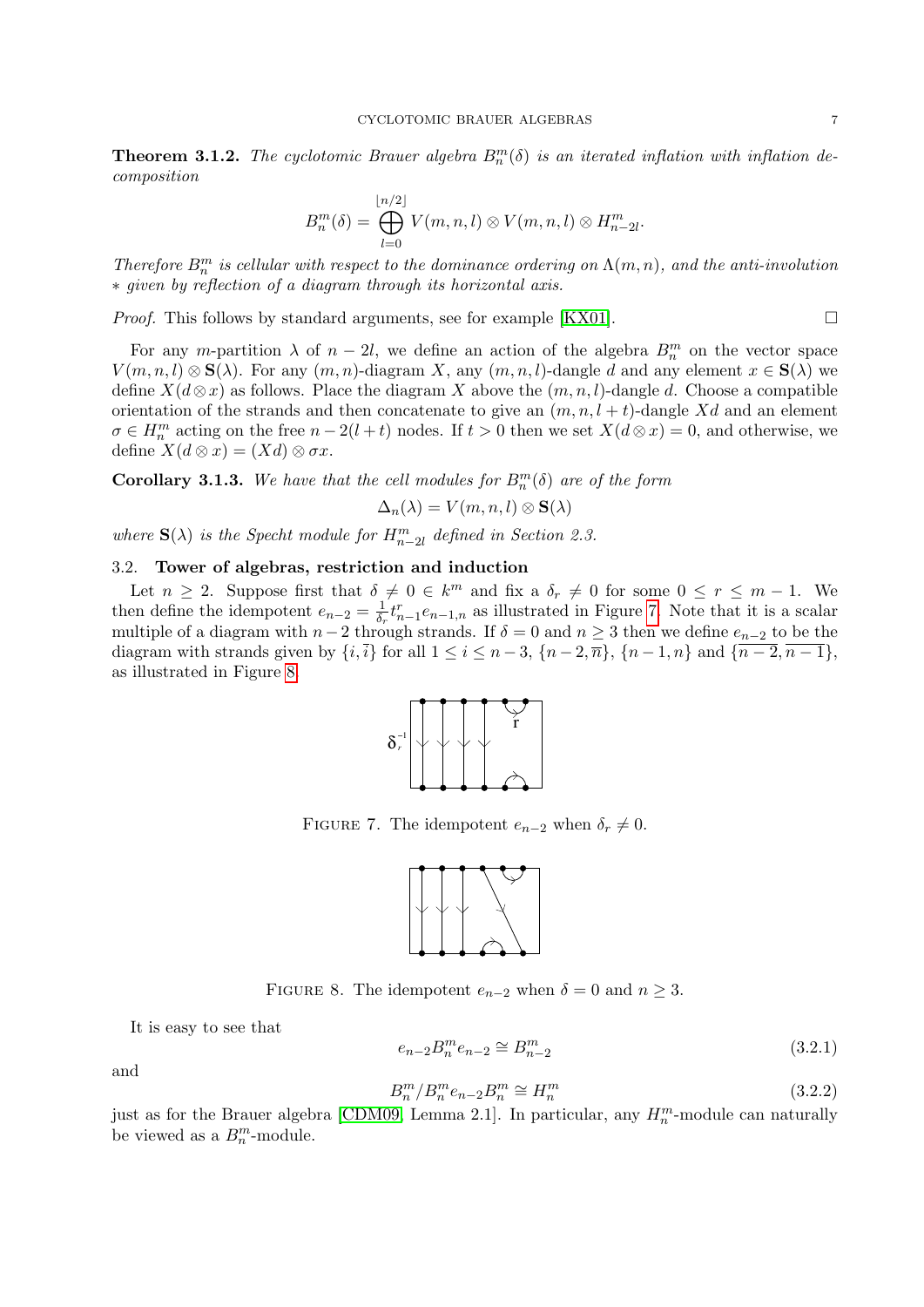**Theorem 3.1.2.** *The cyclotomic Brauer algebra $B_n^m(\delta)$ is an iterated inflation with inflation decomposition*

$$B_n^m(\delta) = \bigoplus_{l=0}^{\lfloor n/2 \rfloor} V(m,n,l) \otimes V(m,n,l) \otimes H_{n-2l}^m.$$

*Therefore $B_n^m$ is cellular with respect to the dominance ordering on $\Lambda(m,n)$, and the anti-involution $*$ given by reflection of a diagram through its horizontal axis.*

*Proof.* This follows by standard arguments, see for example [KX01]. □

For any $m$-partition $\lambda$ of $n-2l$, we define an action of the algebra $B_n^m$ on the vector space $V(m,n,l) \otimes \mathbf{S}(\lambda)$. For any $(m,n)$-diagram $X$, any $(m,n,l)$-dangle $d$ and any element $x \in \mathbf{S}(\lambda)$ we define $X(d \otimes x)$ as follows. Place the diagram $X$ above the $(m,n,l)$-dangle $d$. Choose a compatible orientation of the strands and then concatenate to give an $(m,n,l+t)$-dangle $Xd$ and an element $\sigma \in H_n^m$ acting on the free $n-2(l+t)$ nodes. If $t>0$ then we set $X(d \otimes x) = 0$, and otherwise, we define $X(d \otimes x) = (Xd) \otimes \sigma x$.

**Corollary 3.1.3.** *We have that the cell modules for $B_n^m(\delta)$ are of the form*

$$\Delta_n(\lambda) = V(m,n,l) \otimes \mathbf{S}(\lambda)$$

*where $\mathbf{S}(\lambda)$ is the Specht module for $H_{n-2l}^m$ defined in Section 2.3.*

## 3.2. Tower of algebras, restriction and induction

Let $n \geq 2$. Suppose first that $\delta \neq 0 \in k^m$ and fix a $\delta_r \neq 0$ for some $0 \leq r \leq m-1$. We then define the idempotent $e_{n-2} = \frac{1}{\delta_r} t_{n-1}^r e_{n-1,n}$ as illustrated in Figure 7. Note that it is a scalar multiple of a diagram with $n-2$ through strands. If $\delta = 0$ and $n \geq 3$ then we define $e_{n-2}$ to be the diagram with strands given by $\{i, \bar{i}\}$ for all $1 \leq i \leq n-3$, $\{n-2, \bar{n}\}$, $\{n-1, n\}$ and $\{\overline{n-2}, \overline{n-1}\}$, as illustrated in Figure 8.

$\delta_r^{-1}$

r

FIGURE 7. The idempotent $e_{n-2}$ when $\delta_r \neq 0$.

FIGURE 8. The idempotent $e_{n-2}$ when $\delta = 0$ and $n \geq 3$.

It is easy to see that

$$e_{n-2} B_n^m e_{n-2} \cong B_{n-2}^m \tag{3.2.1}$$

and

$$B_n^m / B_n^m e_{n-2} B_n^m \cong H_n^m \tag{3.2.2}$$

just as for the Brauer algebra [CDM09, Lemma 2.1]. In particular, any $H_n^m$-module can naturally be viewed as a $B_n^m$-module.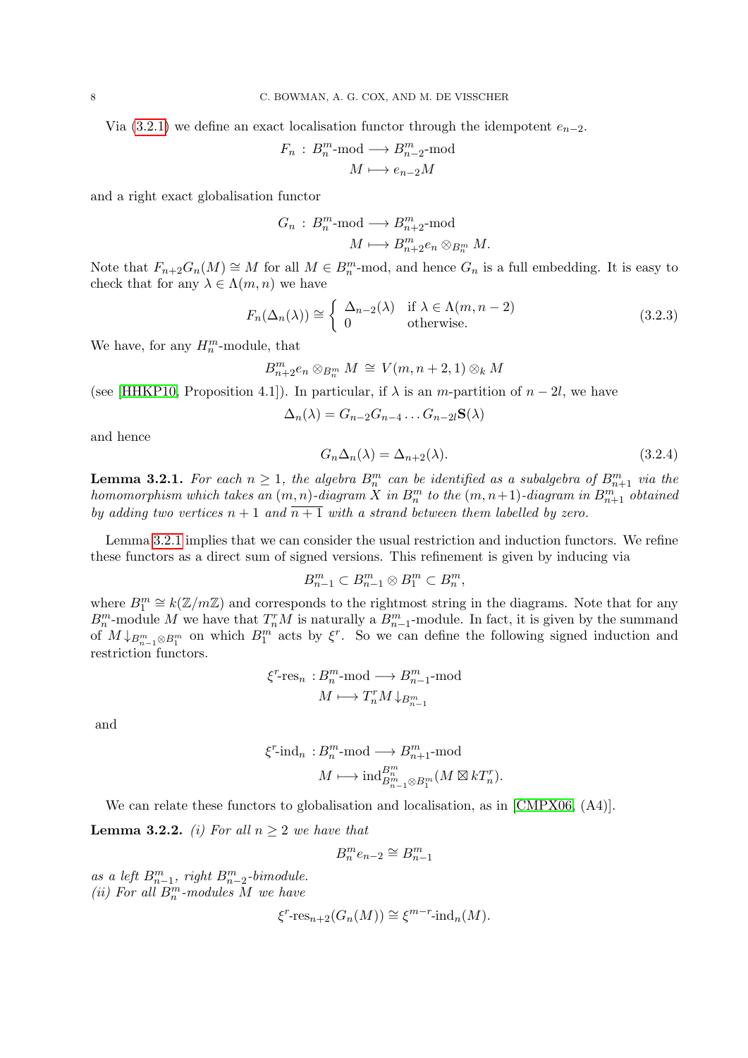Via (3.2.1) we define an exact localisation functor through the idempotent $e_{n-2}$.

$$F_n : B_n^m\text{-mod} \longrightarrow B_{n-2}^m\text{-mod}$$
$$M \longmapsto e_{n-2}M$$

and a right exact globalisation functor

$$G_n : B_n^m\text{-mod} \longrightarrow B_{n+2}^m\text{-mod}$$
$$M \longmapsto B_{n+2}^m e_n \otimes_{B_n^m} M.$$

Note that $F_{n+2}G_n(M) \cong M$ for all $M \in B_n^m$-mod, and hence $G_n$ is a full embedding. It is easy to check that for any $\lambda \in \Lambda(m,n)$ we have

$$F_n(\Delta_n(\lambda)) \cong \begin{cases} \Delta_{n-2}(\lambda) & \text{if } \lambda \in \Lambda(m, n-2) \\ 0 & \text{otherwise.} \end{cases} \tag{3.2.3}$$

We have, for any $H_n^m$-module, that

$$B_{n+2}^m e_n \otimes_{B_n^m} M \cong V(m, n+2, 1) \otimes_k M$$

(see [HHKP10, Proposition 4.1]). In particular, if $\lambda$ is an $m$-partition of $n - 2l$, we have

$$\Delta_n(\lambda) = G_{n-2}G_{n-4} \ldots G_{n-2l}\mathbf{S}(\lambda)$$

and hence

$$G_n\Delta_n(\lambda) = \Delta_{n+2}(\lambda). \tag{3.2.4}$$

**Lemma 3.2.1.** *For each $n \geq 1$, the algebra $B_n^m$ can be identified as a subalgebra of $B_{n+1}^m$ via the homomorphism which takes an $(m,n)$-diagram $X$ in $B_n^m$ to the $(m, n+1)$-diagram in $B_{n+1}^m$ obtained by adding two vertices $n+1$ and $\overline{n+1}$ with a strand between them labelled by zero.*

Lemma 3.2.1 implies that we can consider the usual restriction and induction functors. We refine these functors as a direct sum of signed versions. This refinement is given by inducing via

$$B_{n-1}^m \subset B_{n-1}^m \otimes B_1^m \subset B_n^m,$$

where $B_1^m \cong k(\mathbb{Z}/m\mathbb{Z})$ and corresponds to the rightmost string in the diagrams. Note that for any $B_n^m$-module $M$ we have that $T_n^r M$ is naturally a $B_{n-1}^m$-module. In fact, it is given by the summand of $M\downarrow_{B_{n-1}^m \otimes B_1^m}$ on which $B_1^m$ acts by $\xi^r$. So we can define the following signed induction and restriction functors.

$$\xi^r\text{-res}_n : B_n^m\text{-mod} \longrightarrow B_{n-1}^m\text{-mod}$$
$$M \longmapsto T_n^r M\downarrow_{B_{n-1}^m}$$

and

$$\xi^r\text{-ind}_n : B_n^m\text{-mod} \longrightarrow B_{n+1}^m\text{-mod}$$
$$M \longmapsto \text{ind}_{B_{n-1}^m \otimes B_1^m}^{B_n^m}(M \boxtimes kT_n^r).$$

We can relate these functors to globalisation and localisation, as in [CMPX06, (A4)].

**Lemma 3.2.2.** *(i) For all $n \geq 2$ we have that*

$$B_n^m e_{n-2} \cong B_{n-1}^m$$

*as a left $B_{n-1}^m$, right $B_{n-2}^m$-bimodule.*
*(ii) For all $B_n^m$-modules $M$ we have*

$$\xi^r\text{-res}_{n+2}(G_n(M)) \cong \xi^{m-r}\text{-ind}_n(M).$$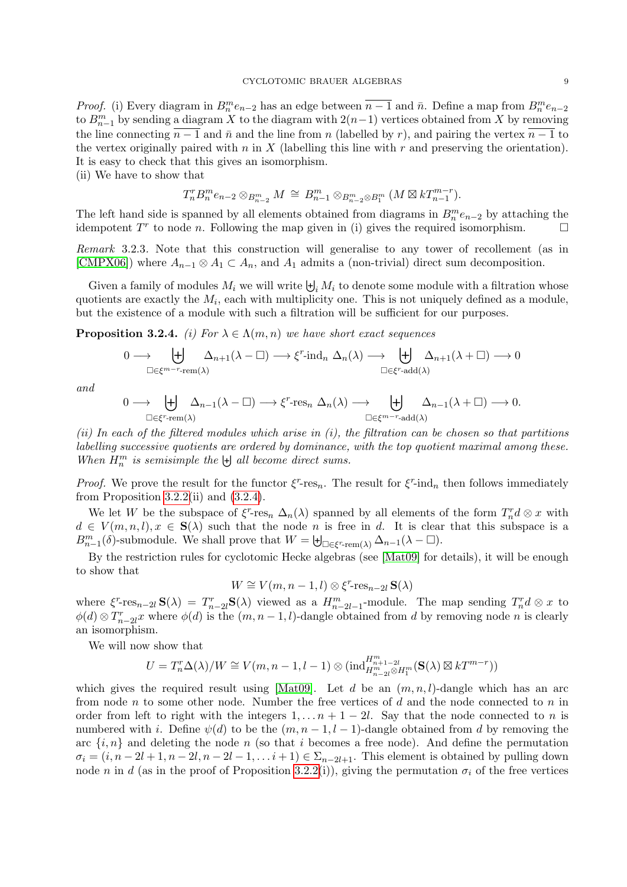*Proof.* (i) Every diagram in $B_n^m e_{n-2}$ has an edge between $\overline{n-1}$ and $\bar{n}$. Define a map from $B_n^m e_{n-2}$ to $B_{n-1}^m$ by sending a diagram $X$ to the diagram with $2(n-1)$ vertices obtained from $X$ by removing the line connecting $\overline{n-1}$ and $\bar{n}$ and the line from $n$ (labelled by $r$), and pairing the vertex $\overline{n-1}$ to the vertex originally paired with $n$ in $X$ (labelling this line with $r$ and preserving the orientation). It is easy to check that this gives an isomorphism.
(ii) We have to show that

$$T_n^r B_n^m e_{n-2} \otimes_{B_{n-2}^m} M \cong B_{n-1}^m \otimes_{B_{n-2}^m \otimes B_1^m} (M \boxtimes kT_{n-1}^{m-r}).$$

The left hand side is spanned by all elements obtained from diagrams in $B_n^m e_{n-2}$ by attaching the idempotent $T^r$ to node $n$. Following the map given in (i) gives the required isomorphism. □

*Remark* 3.2.3. Note that this construction will generalise to any tower of recollement (as in [CMPX06]) where $A_{n-1} \otimes A_1 \subset A_n$, and $A_1$ admits a (non-trivial) direct sum decomposition.

Given a family of modules $M_i$ we will write $\biguplus_i M_i$ to denote some module with a filtration whose quotients are exactly the $M_i$, each with multiplicity one. This is not uniquely defined as a module, but the existence of a module with such a filtration will be sufficient for our purposes.

**Proposition 3.2.4.** *(i) For $\lambda \in \Lambda(m,n)$ we have short exact sequences*

$$0 \longrightarrow \biguplus_{\square \in \xi^{m-r}\text{-rem}(\lambda)} \Delta_{n+1}(\lambda - \square) \longrightarrow \xi^r\text{-ind}_n\, \Delta_n(\lambda) \longrightarrow \biguplus_{\square \in \xi^r\text{-add}(\lambda)} \Delta_{n+1}(\lambda + \square) \longrightarrow 0$$

*and*

$$0 \longrightarrow \biguplus_{\square \in \xi^r\text{-rem}(\lambda)} \Delta_{n-1}(\lambda - \square) \longrightarrow \xi^r\text{-res}_n\, \Delta_n(\lambda) \longrightarrow \biguplus_{\square \in \xi^{m-r}\text{-add}(\lambda)} \Delta_{n-1}(\lambda + \square) \longrightarrow 0.$$

*(ii) In each of the filtered modules which arise in (i), the filtration can be chosen so that partitions labelling successive quotients are ordered by dominance, with the top quotient maximal among these. When $H_n^m$ is semisimple the $\biguplus$ all become direct sums.*

*Proof.* We prove the result for the functor $\xi^r\text{-res}_n$. The result for $\xi^r\text{-ind}_n$ then follows immediately from Proposition 3.2.2(ii) and (3.2.4).

We let $W$ be the subspace of $\xi^r\text{-res}_n\, \Delta_n(\lambda)$ spanned by all elements of the form $T_n^r d \otimes x$ with $d \in V(m,n,l), x \in \mathbf{S}(\lambda)$ such that the node $n$ is free in $d$. It is clear that this subspace is a $B_{n-1}^m(\delta)$-submodule. We shall prove that $W = \biguplus_{\square \in \xi^r\text{-rem}(\lambda)} \Delta_{n-1}(\lambda - \square)$.

By the restriction rules for cyclotomic Hecke algebras (see [Mat09] for details), it will be enough to show that

$$W \cong V(m, n-1, l) \otimes \xi^r\text{-res}_{n-2l}\, \mathbf{S}(\lambda)$$

where $\xi^r\text{-res}_{n-2l}\, \mathbf{S}(\lambda) = T_{n-2l}^r \mathbf{S}(\lambda)$ viewed as a $H_{n-2l-1}^m$-module. The map sending $T_n^r d \otimes x$ to $\phi(d) \otimes T_{n-2l}^r x$ where $\phi(d)$ is the $(m, n-1, l)$-dangle obtained from $d$ by removing node $n$ is clearly an isomorphism.

We will now show that

$$U = T_n^r \Delta(\lambda)/W \cong V(m, n-1, l-1) \otimes (\text{ind}_{H_{n-2l}^m \otimes H_1^m}^{H_{n+1-2l}^m} (\mathbf{S}(\lambda) \boxtimes kT^{m-r}))$$

which gives the required result using [Mat09]. Let $d$ be an $(m,n,l)$-dangle which has an arc from node $n$ to some other node. Number the free vertices of $d$ and the node connected to $n$ in order from left to right with the integers $1, \ldots n+1-2l$. Say that the node connected to $n$ is numbered with $i$. Define $\psi(d)$ to be the $(m, n-1, l-1)$-dangle obtained from $d$ by removing the arc $\{i, n\}$ and deleting the node $n$ (so that $i$ becomes a free node). And define the permutation $\sigma_i = (i, n-2l+1, n-2l, n-2l-1, \ldots i+1) \in \Sigma_{n-2l+1}$. This element is obtained by pulling down node $n$ in $d$ (as in the proof of Proposition 3.2.2(i)), giving the permutation $\sigma_i$ of the free vertices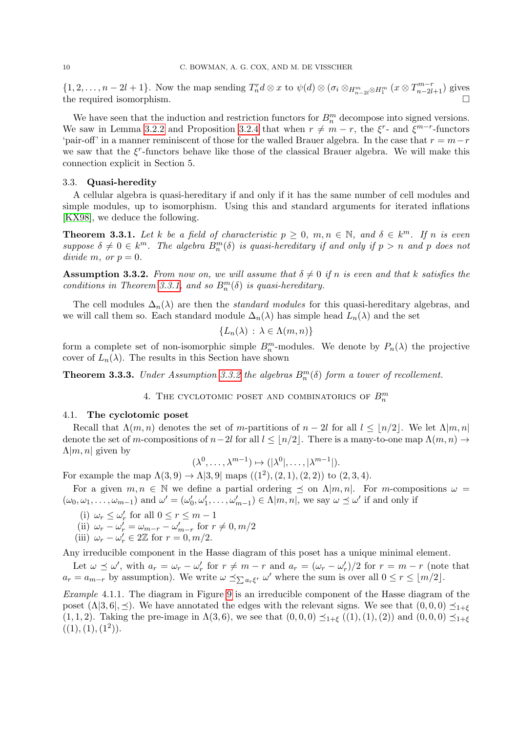$\{1, 2, \ldots, n-2l+1\}$. Now the map sending $T_n^r d \otimes x$ to $\psi(d) \otimes (\sigma_i \otimes_{H_{n-2l}^m \otimes H_1^m} (x \otimes T_{n-2l+1}^{m-r})$ gives the required isomorphism. □

We have seen that the induction and restriction functors for $B_n^m$ decompose into signed versions. We saw in Lemma 3.2.2 and Proposition 3.2.4 that when $r \neq m-r$, the $\xi^r$- and $\xi^{m-r}$-functors 'pair-off' in a manner reminiscent of those for the walled Brauer algebra. In the case that $r = m-r$ we saw that the $\xi^r$-functors behave like those of the classical Brauer algebra. We will make this connection explicit in Section 5.

### 3.3. Quasi-heredity

A cellular algebra is quasi-hereditary if and only if it has the same number of cell modules and simple modules, up to isomorphism. Using this and standard arguments for iterated inflations [KX98], we deduce the following.

**Theorem 3.3.1.** *Let $k$ be a field of characteristic $p \geq 0$, $m, n \in \mathbb{N}$, and $\delta \in k^m$. If $n$ is even suppose $\delta \neq 0 \in k^m$. The algebra $B_n^m(\delta)$ is quasi-hereditary if and only if $p > n$ and $p$ does not divide $m$, or $p = 0$.*

**Assumption 3.3.2.** *From now on, we will assume that $\delta \neq 0$ if $n$ is even and that $k$ satisfies the conditions in Theorem 3.3.1, and so $B_n^m(\delta)$ is quasi-hereditary.*

The cell modules $\Delta_n(\lambda)$ are then the *standard modules* for this quasi-hereditary algebras, and we will call them so. Each standard module $\Delta_n(\lambda)$ has simple head $L_n(\lambda)$ and the set

$$\{L_n(\lambda) \,:\, \lambda \in \Lambda(m,n)\}$$

form a complete set of non-isomorphic simple $B_n^m$-modules. We denote by $P_n(\lambda)$ the projective cover of $L_n(\lambda)$. The results in this Section have shown

**Theorem 3.3.3.** *Under Assumption 3.3.2 the algebras $B_n^m(\delta)$ form a tower of recollement.*

## 4. The cyclotomic poset and combinatorics of $B_n^m$

### 4.1. The cyclotomic poset

Recall that $\Lambda(m,n)$ denotes the set of $m$-partitions of $n-2l$ for all $l \leq \lfloor n/2 \rfloor$. We let $\Lambda|m,n|$ denote the set of $m$-compositions of $n-2l$ for all $l \leq \lfloor n/2 \rfloor$. There is a many-to-one map $\Lambda(m,n) \to \Lambda|m,n|$ given by

$$(\lambda^0, \ldots, \lambda^{m-1}) \mapsto (|\lambda^0|, \ldots, |\lambda^{m-1}|).$$

For example the map $\Lambda(3,9) \to \Lambda|3,9|$ maps $((1^2),(2,1),(2,2))$ to $(2,3,4)$.

For a given $m, n \in \mathbb{N}$ we define a partial ordering $\preceq$ on $\Lambda|m,n|$. For $m$-compositions $\omega = (\omega_0, \omega_1, \ldots, \omega_{m-1})$ and $\omega' = (\omega'_0, \omega'_1, \ldots, \omega'_{m-1}) \in \Lambda|m,n|$, we say $\omega \preceq \omega'$ if and only if

(i) $\omega_r \leq \omega'_r$ for all $0 \leq r \leq m-1$
(ii) $\omega_r - \omega'_r = \omega_{m-r} - \omega'_{m-r}$ for $r \neq 0, m/2$
(iii) $\omega_r - \omega'_r \in 2\mathbb{Z}$ for $r = 0, m/2$.

Any irreducible component in the Hasse diagram of this poset has a unique minimal element.

Let $\omega \preceq \omega'$, with $a_r = \omega_r - \omega'_r$ for $r \neq m-r$ and $a_r = (\omega_r - \omega'_r)/2$ for $r = m-r$ (note that $a_r = a_{m-r}$ by assumption). We write $\omega \preceq_{\sum a_r \xi^r} \omega'$ where the sum is over all $0 \leq r \leq \lfloor m/2 \rfloor$.

*Example* 4.1.1. The diagram in Figure 9 is an irreducible component of the Hasse diagram of the poset $(\Lambda|3,6|, \preceq)$. We have annotated the edges with the relevant signs. We see that $(0,0,0) \preceq_{1+\xi} (1,1,2)$. Taking the pre-image in $\Lambda(3,6)$, we see that $(0,0,0) \preceq_{1+\xi} ((1),(1),(2))$ and $(0,0,0) \preceq_{1+\xi} ((1),(1),(1^2))$.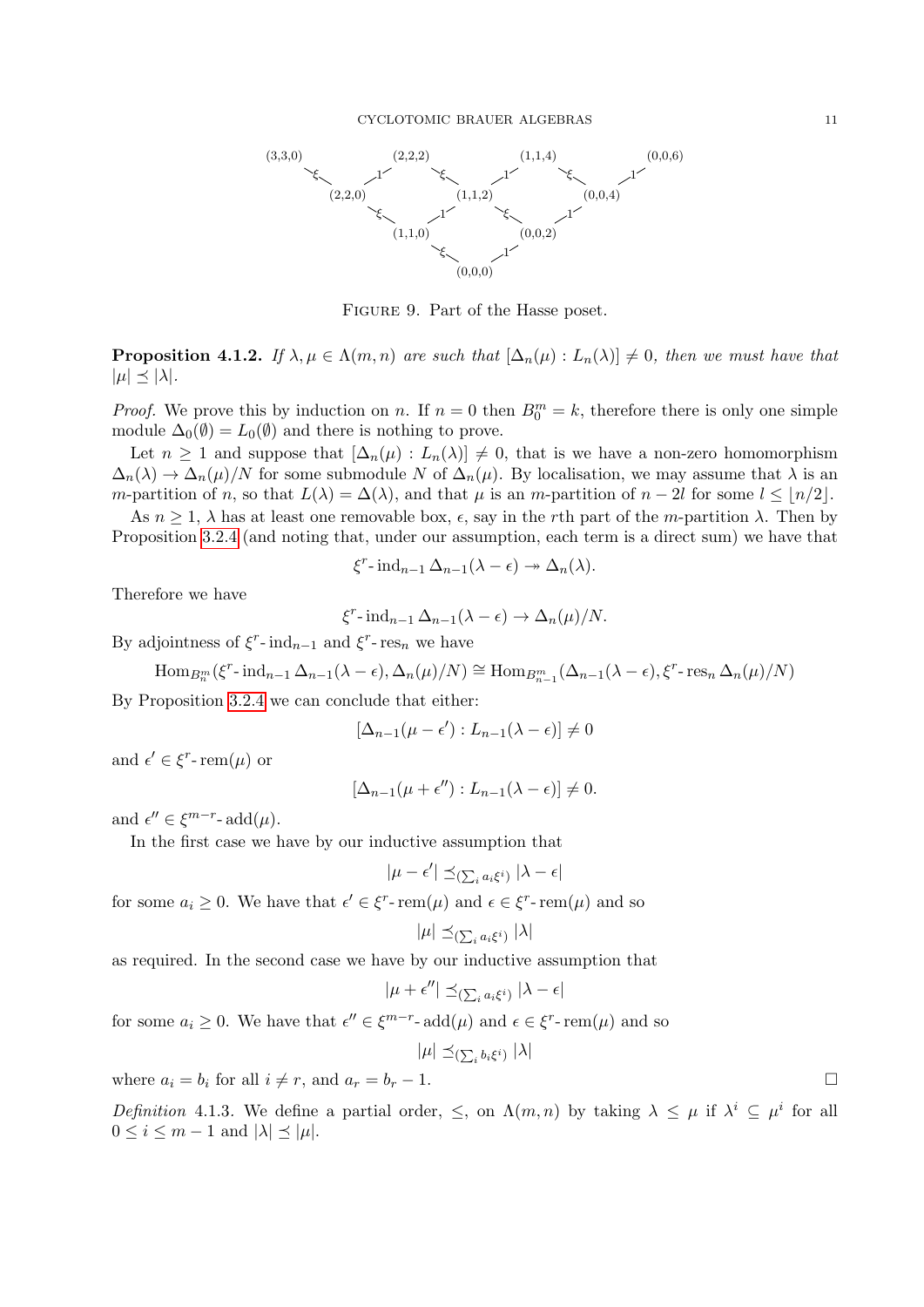(3,3,0)
(2,2,2)
(1,1,4)
(0,0,6)
ξ
1
ξ
1
ξ
1
(2,2,0)
(1,1,2)
(0,0,4)
ξ
1
ξ
1
(1,1,0)
(0,0,2)
ξ
1
(0,0,0)

Figure 9. Part of the Hasse poset.

**Proposition 4.1.2.** *If $\lambda, \mu \in \Lambda(m,n)$ are such that $[\Delta_n(\mu) : L_n(\lambda)] \neq 0$, then we must have that $|\mu| \preceq |\lambda|$.*

*Proof.* We prove this by induction on $n$. If $n = 0$ then $B_0^m = k$, therefore there is only one simple module $\Delta_0(\emptyset) = L_0(\emptyset)$ and there is nothing to prove.

Let $n \geq 1$ and suppose that $[\Delta_n(\mu) : L_n(\lambda)] \neq 0$, that is we have a non-zero homomorphism $\Delta_n(\lambda) \to \Delta_n(\mu)/N$ for some submodule $N$ of $\Delta_n(\mu)$. By localisation, we may assume that $\lambda$ is an $m$-partition of $n$, so that $L(\lambda) = \Delta(\lambda)$, and that $\mu$ is an $m$-partition of $n - 2l$ for some $l \leq \lfloor n/2 \rfloor$.

As $n \geq 1$, $\lambda$ has at least one removable box, $\epsilon$, say in the $r$th part of the $m$-partition $\lambda$. Then by Proposition 3.2.4 (and noting that, under our assumption, each term is a direct sum) we have that

$$\xi^r\text{-}\operatorname{ind}_{n-1} \Delta_{n-1}(\lambda - \epsilon) \twoheadrightarrow \Delta_n(\lambda).$$

Therefore we have

$$\xi^r\text{-}\operatorname{ind}_{n-1} \Delta_{n-1}(\lambda - \epsilon) \to \Delta_n(\mu)/N.$$

By adjointness of $\xi^r\text{-}\operatorname{ind}_{n-1}$ and $\xi^r\text{-}\operatorname{res}_n$ we have

$$\operatorname{Hom}_{B_n^m}(\xi^r\text{-}\operatorname{ind}_{n-1} \Delta_{n-1}(\lambda - \epsilon), \Delta_n(\mu)/N) \cong \operatorname{Hom}_{B_{n-1}^m}(\Delta_{n-1}(\lambda - \epsilon), \xi^r\text{-}\operatorname{res}_n \Delta_n(\mu)/N)$$

By Proposition 3.2.4 we can conclude that either:

$$[\Delta_{n-1}(\mu - \epsilon') : L_{n-1}(\lambda - \epsilon)] \neq 0$$

and $\epsilon' \in \xi^r\text{-}\operatorname{rem}(\mu)$ or

$$[\Delta_{n-1}(\mu + \epsilon'') : L_{n-1}(\lambda - \epsilon)] \neq 0.$$

and $\epsilon'' \in \xi^{m-r}\text{-}\operatorname{add}(\mu)$.

In the first case we have by our inductive assumption that

$$|\mu - \epsilon'| \preceq_{(\sum_i a_i \xi^i)} |\lambda - \epsilon|$$

for some $a_i \geq 0$. We have that $\epsilon' \in \xi^r\text{-}\operatorname{rem}(\mu)$ and $\epsilon \in \xi^r\text{-}\operatorname{rem}(\mu)$ and so

$$|\mu| \preceq_{(\sum_i a_i \xi^i)} |\lambda|$$

as required. In the second case we have by our inductive assumption that

$$|\mu + \epsilon''| \preceq_{(\sum_i a_i \xi^i)} |\lambda - \epsilon|$$

for some $a_i \geq 0$. We have that $\epsilon'' \in \xi^{m-r}\text{-}\operatorname{add}(\mu)$ and $\epsilon \in \xi^r\text{-}\operatorname{rem}(\mu)$ and so

$$|\mu| \preceq_{(\sum_i b_i \xi^i)} |\lambda|$$

where $a_i = b_i$ for all $i \neq r$, and $a_r = b_r - 1$. $\square$

*Definition* 4.1.3. We define a partial order, $\leq$, on $\Lambda(m,n)$ by taking $\lambda \leq \mu$ if $\lambda^i \subseteq \mu^i$ for all $0 \leq i \leq m-1$ and $|\lambda| \preceq |\mu|$.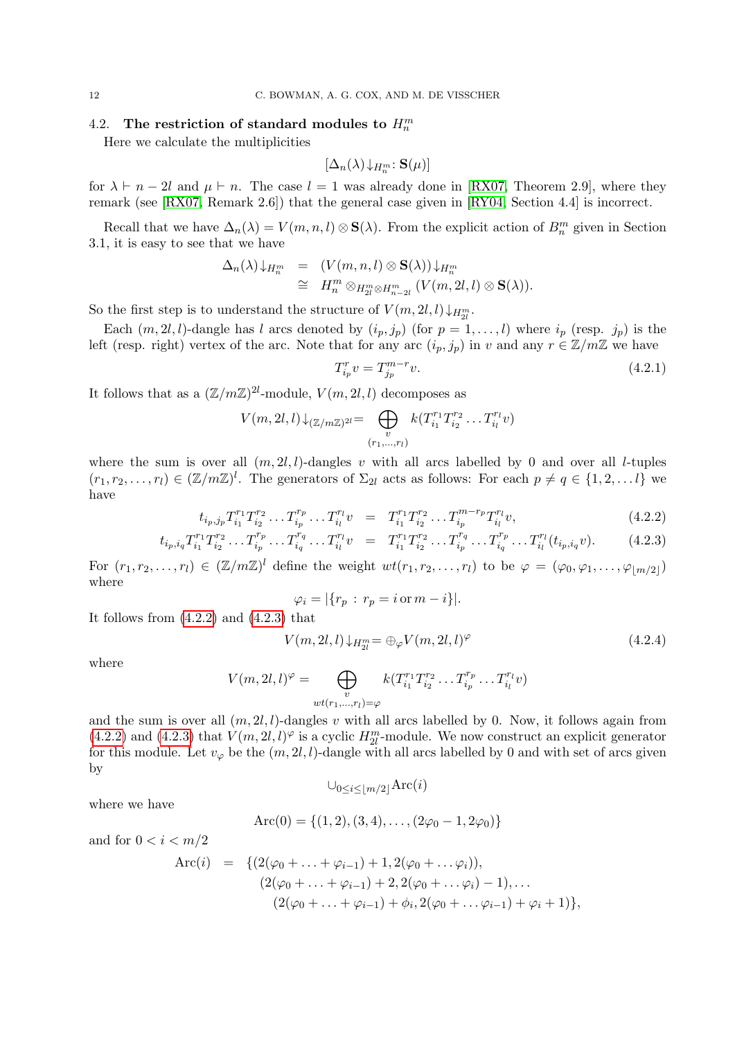### 4.2. The restriction of standard modules to $H_n^m$

Here we calculate the multiplicities

$$[\Delta_n(\lambda)\downarrow_{H_n^m} : \mathbf{S}(\mu)]$$

for $\lambda \vdash n-2l$ and $\mu \vdash n$. The case $l=1$ was already done in [RX07, Theorem 2.9], where they remark (see [RX07, Remark 2.6]) that the general case given in [RY04, Section 4.4] is incorrect.

Recall that we have $\Delta_n(\lambda) = V(m,n,l)\otimes \mathbf{S}(\lambda)$. From the explicit action of $B_n^m$ given in Section 3.1, it is easy to see that we have

$$\begin{aligned}
\Delta_n(\lambda)\downarrow_{H_n^m} &= (V(m,n,l)\otimes \mathbf{S}(\lambda))\downarrow_{H_n^m} \\
&\cong H_n^m \otimes_{H_{2l}^m \otimes H_{n-2l}^m} (V(m,2l,l)\otimes \mathbf{S}(\lambda)).
\end{aligned}$$

So the first step is to understand the structure of $V(m,2l,l)\downarrow_{H_{2l}^m}$.

Each $(m,2l,l)$-dangle has $l$ arcs denoted by $(i_p, j_p)$ (for $p=1,\ldots,l$) where $i_p$ (resp. $j_p$) is the left (resp. right) vertex of the arc. Note that for any arc $(i_p,j_p)$ in $v$ and any $r\in\mathbb{Z}/m\mathbb{Z}$ we have

$$T_{i_p}^r v = T_{j_p}^{m-r} v. \tag{4.2.1}$$

It follows that as a $(\mathbb{Z}/m\mathbb{Z})^{2l}$-module, $V(m,2l,l)$ decomposes as

$$V(m,2l,l)\downarrow_{(\mathbb{Z}/m\mathbb{Z})^{2l}} = \bigoplus_{\substack{v\\(r_1,\ldots,r_l)}} k(T_{i_1}^{r_1}T_{i_2}^{r_2}\ldots T_{i_l}^{r_l}v)$$

where the sum is over all $(m,2l,l)$-dangles $v$ with all arcs labelled by 0 and over all $l$-tuples $(r_1,r_2,\ldots,r_l)\in(\mathbb{Z}/m\mathbb{Z})^l$. The generators of $\Sigma_{2l}$ acts as follows: For each $p\neq q\in\{1,2,\ldots l\}$ we have

$$t_{i_p,j_p}T_{i_1}^{r_1}T_{i_2}^{r_2}\ldots T_{i_p}^{r_p}\ldots T_{i_l}^{r_l}v = T_{i_1}^{r_1}T_{i_2}^{r_2}\ldots T_{i_p}^{m-r_p}T_{i_l}^{r_l}v, \tag{4.2.2}$$

$$t_{i_p,i_q}T_{i_1}^{r_1}T_{i_2}^{r_2}\ldots T_{i_p}^{r_p}\ldots T_{i_q}^{r_q}\ldots T_{i_l}^{r_l}v = T_{i_1}^{r_1}T_{i_2}^{r_2}\ldots T_{i_p}^{r_q}\ldots T_{i_q}^{r_p}\ldots T_{i_l}^{r_l}(t_{i_p,i_q}v). \tag{4.2.3}$$

For $(r_1,r_2,\ldots,r_l)\in(\mathbb{Z}/m\mathbb{Z})^l$ define the weight $wt(r_1,r_2,\ldots,r_l)$ to be $\varphi=(\varphi_0,\varphi_1,\ldots,\varphi_{\lfloor m/2\rfloor})$ where

$$\varphi_i = |\{r_p : r_p = i \text{ or } m-i\}|.$$

It follows from (4.2.2) and (4.2.3) that

$$V(m,2l,l)\downarrow_{H_{2l}^m} = \oplus_\varphi V(m,2l,l)^\varphi \tag{4.2.4}$$

where

$$V(m,2l,l)^\varphi = \bigoplus_{\substack{v\\wt(r_1,\ldots,r_l)=\varphi}} k(T_{i_1}^{r_1}T_{i_2}^{r_2}\ldots T_{i_p}^{r_p}\ldots T_{i_l}^{r_l}v)$$

and the sum is over all $(m,2l,l)$-dangles $v$ with all arcs labelled by 0. Now, it follows again from (4.2.2) and (4.2.3) that $V(m,2l,l)^\varphi$ is a cyclic $H_{2l}^m$-module. We now construct an explicit generator for this module. Let $v_\varphi$ be the $(m,2l,l)$-dangle with all arcs labelled by 0 and with set of arcs given by

$$\cup_{0\leq i\leq\lfloor m/2\rfloor}\mathrm{Arc}(i)$$

where we have

$$\mathrm{Arc}(0)=\{(1,2),(3,4),\ldots,(2\varphi_0-1,2\varphi_0)\}$$

and for $0<i<m/2$

$$\begin{aligned}
\mathrm{Arc}(i) = \{&(2(\varphi_0+\ldots+\varphi_{i-1})+1, 2(\varphi_0+\ldots\varphi_i)),\\
&(2(\varphi_0+\ldots+\varphi_{i-1})+2, 2(\varphi_0+\ldots\varphi_i)-1),\ldots\\
&(2(\varphi_0+\ldots+\varphi_{i-1})+\phi_i, 2(\varphi_0+\ldots\varphi_{i-1})+\varphi_i+1)\},
\end{aligned}$$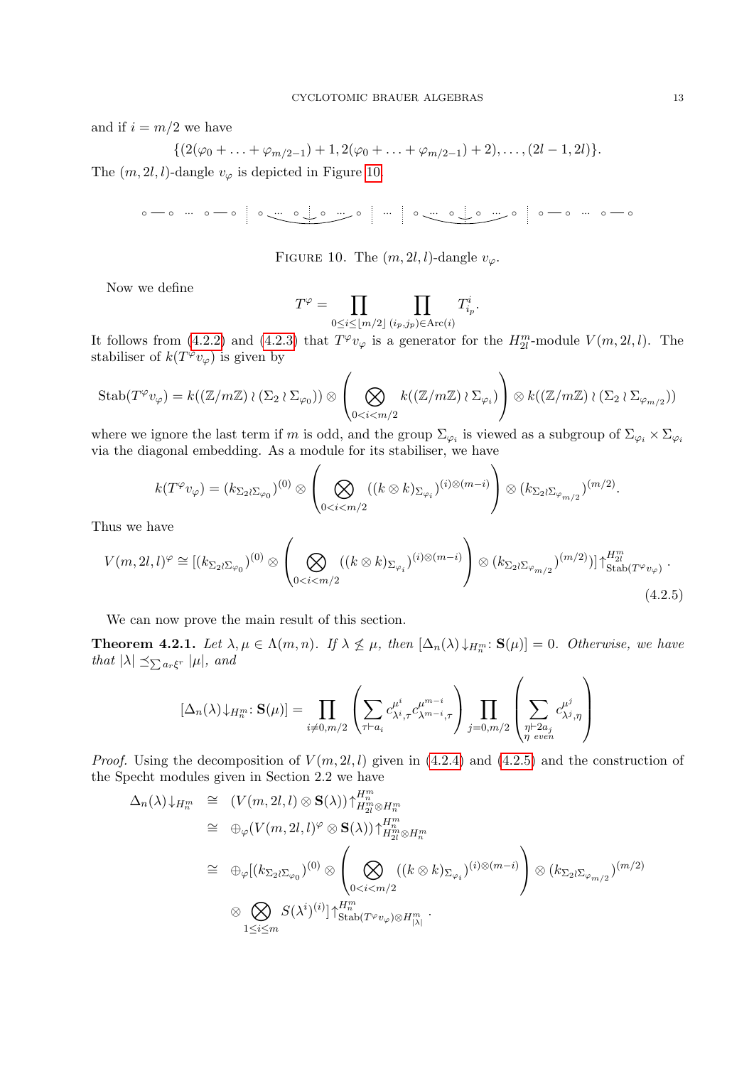and if $i = m/2$ we have

$$\{(2(\varphi_0 + \ldots + \varphi_{m/2-1}) + 1, 2(\varphi_0 + \ldots + \varphi_{m/2-1}) + 2), \ldots, (2l-1, 2l)\}.$$

The $(m, 2l, l)$-dangle $v_\varphi$ is depicted in Figure 10.

FIGURE 10. The $(m, 2l, l)$-dangle $v_\varphi$.

Now we define

$$T^\varphi = \prod_{0 \leq i \leq \lfloor m/2 \rfloor} \prod_{(i_p, j_p) \in \mathrm{Arc}(i)} T^i_{i_p}.$$

It follows from (4.2.2) and (4.2.3) that $T^\varphi v_\varphi$ is a generator for the $H^m_{2l}$-module $V(m, 2l, l)$. The stabiliser of $k(T^\varphi v_\varphi)$ is given by

$$\mathrm{Stab}(T^\varphi v_\varphi) = k((\mathbb{Z}/m\mathbb{Z}) \wr (\Sigma_2 \wr \Sigma_{\varphi_0})) \otimes \left( \bigotimes_{0<i<m/2} k((\mathbb{Z}/m\mathbb{Z}) \wr \Sigma_{\varphi_i}) \right) \otimes k((\mathbb{Z}/m\mathbb{Z}) \wr (\Sigma_2 \wr \Sigma_{\varphi_{m/2}}))$$

where we ignore the last term if $m$ is odd, and the group $\Sigma_{\varphi_i}$ is viewed as a subgroup of $\Sigma_{\varphi_i} \times \Sigma_{\varphi_i}$ via the diagonal embedding. As a module for its stabiliser, we have

$$k(T^\varphi v_\varphi) = (k_{\Sigma_2 \wr \Sigma_{\varphi_0}})^{(0)} \otimes \left( \bigotimes_{0<i<m/2} ((k \otimes k)_{\Sigma_{\varphi_i}})^{(i) \otimes (m-i)} \right) \otimes (k_{\Sigma_2 \wr \Sigma_{\varphi_{m/2}}})^{(m/2)}.$$

Thus we have

$$V(m, 2l, l)^\varphi \cong [(k_{\Sigma_2 \wr \Sigma_{\varphi_0}})^{(0)} \otimes \left( \bigotimes_{0<i<m/2} ((k \otimes k)_{\Sigma_{\varphi_i}})^{(i) \otimes (m-i)} \right) \otimes (k_{\Sigma_2 \wr \Sigma_{\varphi_{m/2}}})^{(m/2)})] \uparrow^{H^m_{2l}}_{\mathrm{Stab}(T^\varphi v_\varphi)}. \tag{4.2.5}$$

We can now prove the main result of this section.

**Theorem 4.2.1.** *Let $\lambda, \mu \in \Lambda(m, n)$. If $\lambda \not\leq \mu$, then $[\Delta_n(\lambda)\downarrow_{H^m_n} : \mathbf{S}(\mu)] = 0$. Otherwise, we have that $|\lambda| \preceq_{\sum a_r \xi^r} |\mu|$, and*

$$[\Delta_n(\lambda)\downarrow_{H^m_n} : \mathbf{S}(\mu)] = \prod_{i \neq 0, m/2} \left( \sum_{\tau \vdash a_i} c^{\mu^i}_{\lambda^i, \tau} c^{\mu^{m-i}}_{\lambda^{m-i}, \tau} \right) \prod_{j=0, m/2} \left( \sum_{\substack{\eta \vdash 2a_j \\ \eta \text{ even}}} c^{\mu^j}_{\lambda^j, \eta} \right)$$

*Proof.* Using the decomposition of $V(m, 2l, l)$ given in (4.2.4) and (4.2.5) and the construction of the Specht modules given in Section 2.2 we have

$$\begin{aligned}
\Delta_n(\lambda)\downarrow_{H^m_n} &\cong (V(m, 2l, l) \otimes \mathbf{S}(\lambda))\uparrow^{H^m_n}_{H^m_{2l} \otimes H^m_n} \\
&\cong \oplus_\varphi (V(m, 2l, l)^\varphi \otimes \mathbf{S}(\lambda))\uparrow^{H^m_n}_{H^m_{2l} \otimes H^m_n} \\
&\cong \oplus_\varphi [(k_{\Sigma_2 \wr \Sigma_{\varphi_0}})^{(0)} \otimes \left( \bigotimes_{0<i<m/2} ((k \otimes k)_{\Sigma_{\varphi_i}})^{(i) \otimes (m-i)} \right) \otimes (k_{\Sigma_2 \wr \Sigma_{\varphi_{m/2}}})^{(m/2)} \\
&\quad \otimes \bigotimes_{1 \leq i \leq m} S(\lambda^i)^{(i)}] \uparrow^{H^m_n}_{\mathrm{Stab}(T^\varphi v_\varphi) \otimes H^m_{|\lambda|}}.
\end{aligned}$$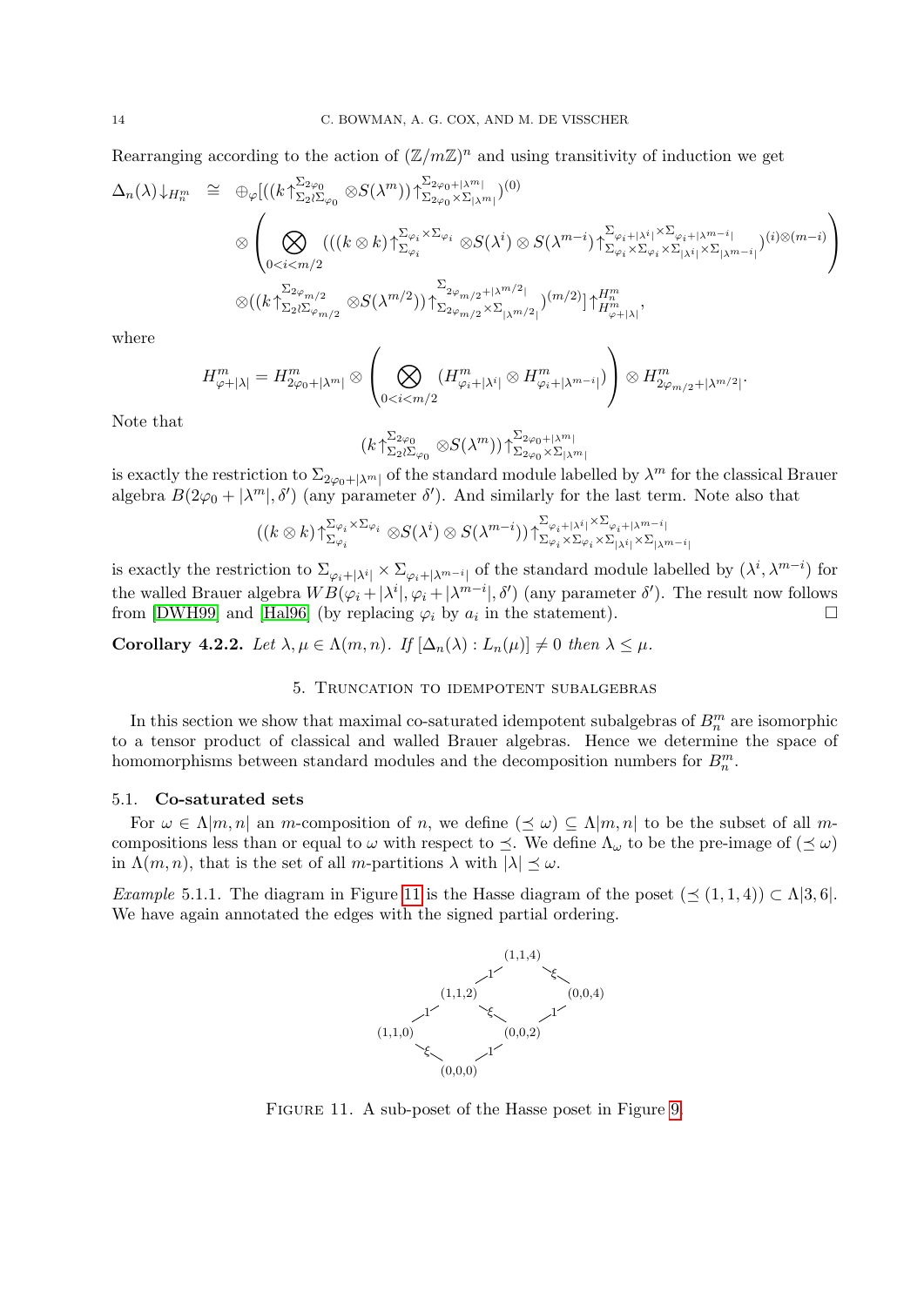Rearranging according to the action of $(\mathbb{Z}/m\mathbb{Z})^n$ and using transitivity of induction we get

$$
\begin{aligned}
\Delta_n(\lambda)\downarrow_{H_n^m} \;\cong\; & \oplus_\varphi[((k\uparrow_{\Sigma_2 \wr \Sigma_{\varphi_0}}^{\Sigma_{2\varphi_0}} \otimes S(\lambda^m))\uparrow_{\Sigma_{2\varphi_0}\times\Sigma_{|\lambda^m|}}^{\Sigma_{2\varphi_0+|\lambda^m|}})^{(0)} \\
& \otimes \left( \bigotimes_{0<i<m/2} (((k\otimes k)\uparrow_{\Sigma_{\varphi_i}}^{\Sigma_{\varphi_i}\times\Sigma_{\varphi_i}} \otimes S(\lambda^i)\otimes S(\lambda^{m-i})\uparrow_{\Sigma_{\varphi_i}\times\Sigma_{\varphi_i}\times\Sigma_{|\lambda^i|}\times\Sigma_{|\lambda^{m-i}|}}^{\Sigma_{\varphi_i+|\lambda^i|}\times\Sigma_{\varphi_i+|\lambda^{m-i}|}})^{(i)\otimes(m-i)} \right) \\
& \otimes((k\uparrow_{\Sigma_2\wr\Sigma_{\varphi_{m/2}}}^{\Sigma_{2\varphi_{m/2}}} \otimes S(\lambda^{m/2}))\uparrow_{\Sigma_{2\varphi_{m/2}}\times\Sigma_{|\lambda^{m/2}|}}^{\Sigma_{2\varphi_{m/2}+|\lambda^{m/2}|}})^{(m/2)}]\uparrow_{H^m_{\varphi+|\lambda|}}^{H_n^m},
\end{aligned}
$$

where

$$
H^m_{\varphi+|\lambda|} = H^m_{2\varphi_0+|\lambda^m|} \otimes \left( \bigotimes_{0<i<m/2} (H^m_{\varphi_i+|\lambda^i|}\otimes H^m_{\varphi_i+|\lambda^{m-i}|}) \right) \otimes H^m_{2\varphi_{m/2}+|\lambda^{m/2}|}.
$$

Note that

$$
(k\uparrow_{\Sigma_2\wr\Sigma_{\varphi_0}}^{\Sigma_{2\varphi_0}} \otimes S(\lambda^m))\uparrow_{\Sigma_{2\varphi_0}\times\Sigma_{|\lambda^m|}}^{\Sigma_{2\varphi_0+|\lambda^m|}}
$$

is exactly the restriction to $\Sigma_{2\varphi_0+|\lambda^m|}$ of the standard module labelled by $\lambda^m$ for the classical Brauer algebra $B(2\varphi_0+|\lambda^m|,\delta')$ (any parameter $\delta'$). And similarly for the last term. Note also that

$$
((k\otimes k)\uparrow_{\Sigma_{\varphi_i}}^{\Sigma_{\varphi_i}\times\Sigma_{\varphi_i}} \otimes S(\lambda^i)\otimes S(\lambda^{m-i}))\uparrow_{\Sigma_{\varphi_i}\times\Sigma_{\varphi_i}\times\Sigma_{|\lambda^i|}\times\Sigma_{|\lambda^{m-i}|}}^{\Sigma_{\varphi_i+|\lambda^i|}\times\Sigma_{\varphi_i+|\lambda^{m-i}|}}
$$

is exactly the restriction to $\Sigma_{\varphi_i+|\lambda^i|}\times\Sigma_{\varphi_i+|\lambda^{m-i}|}$ of the standard module labelled by $(\lambda^i,\lambda^{m-i})$ for the walled Brauer algebra $WB(\varphi_i+|\lambda^i|,\varphi_i+|\lambda^{m-i}|,\delta')$ (any parameter $\delta'$). The result now follows from [DWH99] and [Hal96] (by replacing $\varphi_i$ by $a_i$ in the statement). □

**Corollary 4.2.2.** *Let $\lambda,\mu\in\Lambda(m,n)$. If $[\Delta_n(\lambda):L_n(\mu)]\neq 0$ then $\lambda\leq\mu$.*

## 5. Truncation to idempotent subalgebras

In this section we show that maximal co-saturated idempotent subalgebras of $B_n^m$ are isomorphic to a tensor product of classical and walled Brauer algebras. Hence we determine the space of homomorphisms between standard modules and the decomposition numbers for $B_n^m$.

### 5.1. Co-saturated sets

For $\omega\in\Lambda|m,n|$ an $m$-composition of $n$, we define $(\preceq\omega)\subseteq\Lambda|m,n|$ to be the subset of all $m$-compositions less than or equal to $\omega$ with respect to $\preceq$. We define $\Lambda_\omega$ to be the pre-image of $(\preceq\omega)$ in $\Lambda(m,n)$, that is the set of all $m$-partitions $\lambda$ with $|\lambda|\preceq\omega$.

*Example* 5.1.1. The diagram in Figure 11 is the Hasse diagram of the poset $(\preceq(1,1,4))\subset\Lambda|3,6|$. We have again annotated the edges with the signed partial ordering.

(1,1,4)
1
ξ
(1,1,2)
(0,0,4)
1
ξ
1
(1,1,0)
(0,0,2)
ξ
1
(0,0,0)

Figure 11. A sub-poset of the Hasse poset in Figure 9.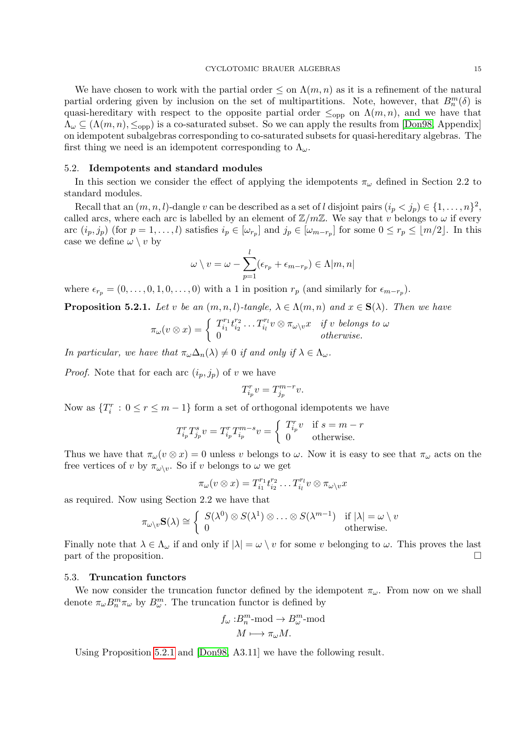We have chosen to work with the partial order $\leq$ on $\Lambda(m,n)$ as it is a refinement of the natural partial ordering given by inclusion on the set of multipartitions. Note, however, that $B_n^m(\delta)$ is quasi-hereditary with respect to the opposite partial order $\leq_{\text{opp}}$ on $\Lambda(m,n)$, and we have that $\Lambda_\omega \subseteq (\Lambda(m,n), \leq_{\text{opp}})$ is a co-saturated subset. So we can apply the results from [Don98, Appendix] on idempotent subalgebras corresponding to co-saturated subsets for quasi-hereditary algebras. The first thing we need is an idempotent corresponding to $\Lambda_\omega$.

## 5.2. Idempotents and standard modules

In this section we consider the effect of applying the idempotents $\pi_\omega$ defined in Section 2.2 to standard modules.

Recall that an $(m,n,l)$-dangle $v$ can be described as a set of $l$ disjoint pairs $(i_p < j_p) \in \{1,\ldots,n\}^2$, called arcs, where each arc is labelled by an element of $\mathbb{Z}/m\mathbb{Z}$. We say that $v$ belongs to $\omega$ if every arc $(i_p, j_p)$ (for $p = 1,\ldots,l$) satisfies $i_p \in [\omega_{r_p}]$ and $j_p \in [\omega_{m-r_p}]$ for some $0 \leq r_p \leq \lfloor m/2 \rfloor$. In this case we define $\omega \setminus v$ by

$$\omega \setminus v = \omega - \sum_{p=1}^{l} (\epsilon_{r_p} + \epsilon_{m-r_p}) \in \Lambda|m,n|$$

where $\epsilon_{r_p} = (0,\ldots,0,1,0,\ldots,0)$ with a 1 in position $r_p$ (and similarly for $\epsilon_{m-r_p}$).

**Proposition 5.2.1.** *Let $v$ be an $(m,n,l)$-tangle, $\lambda \in \Lambda(m,n)$ and $x \in \mathbf{S}(\lambda)$. Then we have*

$$\pi_\omega(v \otimes x) = \begin{cases} T_{i_1}^{r_1} t_{i_2}^{r_2} \ldots T_{i_l}^{r_l} v \otimes \pi_{\omega \setminus v} x & \text{if } v \text{ belongs to } \omega \\ 0 & \text{otherwise.} \end{cases}$$

*In particular, we have that $\pi_\omega \Delta_n(\lambda) \neq 0$ if and only if $\lambda \in \Lambda_\omega$.*

*Proof.* Note that for each arc $(i_p, j_p)$ of $v$ we have

$$T_{i_p}^r v = T_{j_p}^{m-r} v.$$

Now as $\{T_i^r : 0 \leq r \leq m-1\}$ form a set of orthogonal idempotents we have

$$T_{i_p}^r T_{j_p}^s v = T_{i_p}^r T_{i_p}^{m-s} v = \begin{cases} T_{i_p}^r v & \text{if } s = m-r \\ 0 & \text{otherwise.} \end{cases}$$

Thus we have that $\pi_\omega(v \otimes x) = 0$ unless $v$ belongs to $\omega$. Now it is easy to see that $\pi_\omega$ acts on the free vertices of $v$ by $\pi_{\omega \setminus v}$. So if $v$ belongs to $\omega$ we get

$$\pi_\omega(v \otimes x) = T_{i_1}^{r_1} t_{i_2}^{r_2} \ldots T_{i_l}^{r_l} v \otimes \pi_{\omega \setminus v} x$$

as required. Now using Section 2.2 we have that

$$\pi_{\omega \setminus v} \mathbf{S}(\lambda) \cong \begin{cases} S(\lambda^0) \otimes S(\lambda^1) \otimes \ldots \otimes S(\lambda^{m-1}) & \text{if } |\lambda| = \omega \setminus v \\ 0 & \text{otherwise.} \end{cases}$$

Finally note that $\lambda \in \Lambda_\omega$ if and only if $|\lambda| = \omega \setminus v$ for some $v$ belonging to $\omega$. This proves the last part of the proposition. $\square$

## 5.3. Truncation functors

We now consider the truncation functor defined by the idempotent $\pi_\omega$. From now on we shall denote $\pi_\omega B_n^m \pi_\omega$ by $B_\omega^m$. The truncation functor is defined by

$$f_\omega : B_n^m\text{-mod} \to B_\omega^m\text{-mod}$$
$$M \longmapsto \pi_\omega M.$$

Using Proposition 5.2.1 and [Don98, A3.11] we have the following result.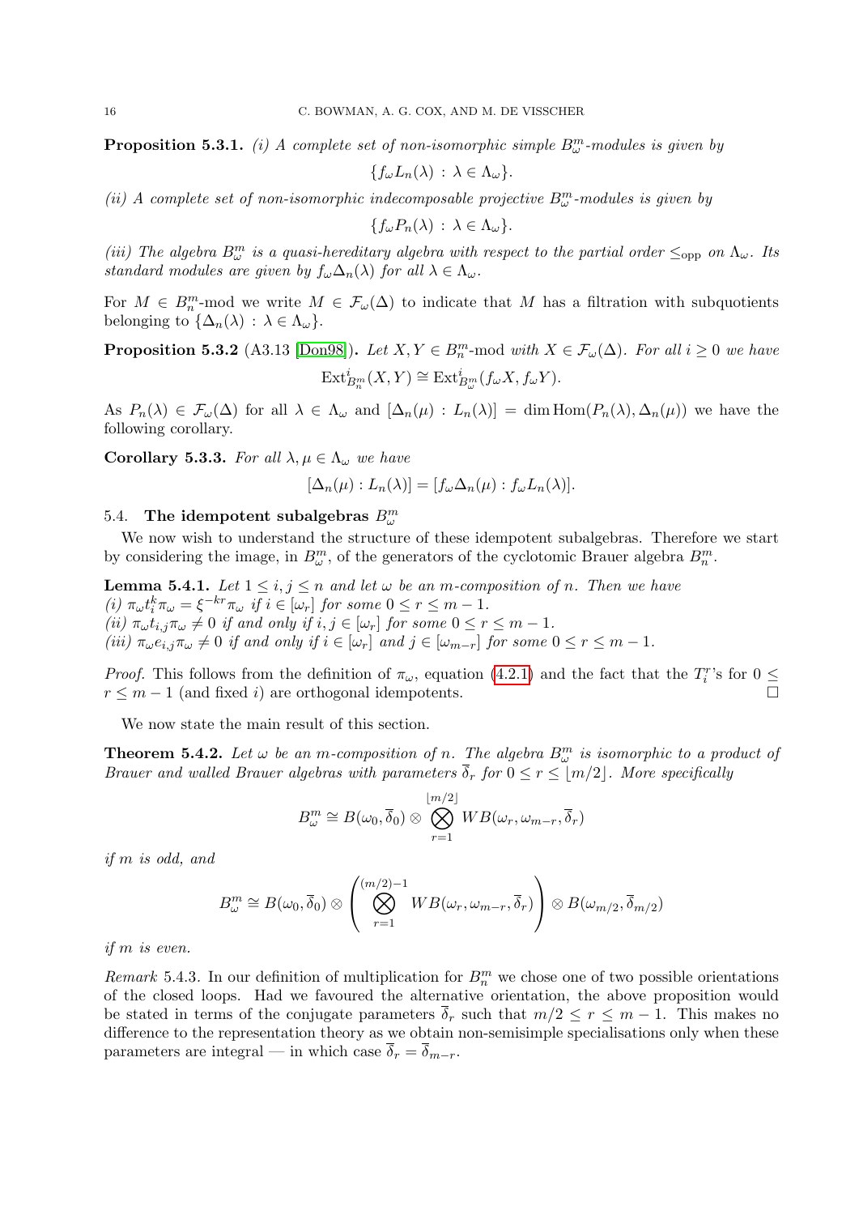**Proposition 5.3.1.** *(i) A complete set of non-isomorphic simple $B_\omega^m$-modules is given by*

$$\{f_\omega L_n(\lambda) \,:\, \lambda \in \Lambda_\omega\}.$$

*(ii) A complete set of non-isomorphic indecomposable projective $B_\omega^m$-modules is given by*

$$\{f_\omega P_n(\lambda) \,:\, \lambda \in \Lambda_\omega\}.$$

*(iii) The algebra $B_\omega^m$ is a quasi-hereditary algebra with respect to the partial order $\leq_{\text{opp}}$ on $\Lambda_\omega$. Its standard modules are given by $f_\omega \Delta_n(\lambda)$ for all $\lambda \in \Lambda_\omega$.*

For $M \in B_n^m$-mod we write $M \in \mathcal{F}_\omega(\Delta)$ to indicate that $M$ has a filtration with subquotients belonging to $\{\Delta_n(\lambda) \,:\, \lambda \in \Lambda_\omega\}$.

**Proposition 5.3.2** (A3.13 [Don98]). *Let $X, Y \in B_n^m$-mod with $X \in \mathcal{F}_\omega(\Delta)$. For all $i \geq 0$ we have*

$$\mathrm{Ext}^i_{B_n^m}(X, Y) \cong \mathrm{Ext}^i_{B_\omega^m}(f_\omega X, f_\omega Y).$$

As $P_n(\lambda) \in \mathcal{F}_\omega(\Delta)$ for all $\lambda \in \Lambda_\omega$ and $[\Delta_n(\mu) : L_n(\lambda)] = \dim \mathrm{Hom}(P_n(\lambda), \Delta_n(\mu))$ we have the following corollary.

**Corollary 5.3.3.** *For all $\lambda, \mu \in \Lambda_\omega$ we have*

$$[\Delta_n(\mu) : L_n(\lambda)] = [f_\omega \Delta_n(\mu) : f_\omega L_n(\lambda)].$$

## 5.4. The idempotent subalgebras $B_\omega^m$

We now wish to understand the structure of these idempotent subalgebras. Therefore we start by considering the image, in $B_\omega^m$, of the generators of the cyclotomic Brauer algebra $B_n^m$.

**Lemma 5.4.1.** *Let $1 \leq i, j \leq n$ and let $\omega$ be an $m$-composition of $n$. Then we have*
*(i) $\pi_\omega t_i^k \pi_\omega = \xi^{-kr} \pi_\omega$ if $i \in [\omega_r]$ for some $0 \leq r \leq m-1$.*
*(ii) $\pi_\omega t_{i,j} \pi_\omega \neq 0$ if and only if $i, j \in [\omega_r]$ for some $0 \leq r \leq m-1$.*
*(iii) $\pi_\omega e_{i,j} \pi_\omega \neq 0$ if and only if $i \in [\omega_r]$ and $j \in [\omega_{m-r}]$ for some $0 \leq r \leq m-1$.*

*Proof.* This follows from the definition of $\pi_\omega$, equation (4.2.1) and the fact that the $T_i^r$'s for $0 \leq r \leq m-1$ (and fixed $i$) are orthogonal idempotents. $\square$

We now state the main result of this section.

**Theorem 5.4.2.** *Let $\omega$ be an $m$-composition of $n$. The algebra $B_\omega^m$ is isomorphic to a product of Brauer and walled Brauer algebras with parameters $\overline{\delta}_r$ for $0 \leq r \leq \lfloor m/2 \rfloor$. More specifically*

$$B_\omega^m \cong B(\omega_0, \overline{\delta}_0) \otimes \bigotimes_{r=1}^{\lfloor m/2 \rfloor} WB(\omega_r, \omega_{m-r}, \overline{\delta}_r)$$

*if $m$ is odd, and*

$$B_\omega^m \cong B(\omega_0, \overline{\delta}_0) \otimes \left( \bigotimes_{r=1}^{(m/2)-1} WB(\omega_r, \omega_{m-r}, \overline{\delta}_r) \right) \otimes B(\omega_{m/2}, \overline{\delta}_{m/2})$$

*if $m$ is even.*

*Remark* 5.4.3. In our definition of multiplication for $B_n^m$ we chose one of two possible orientations of the closed loops. Had we favoured the alternative orientation, the above proposition would be stated in terms of the conjugate parameters $\overline{\delta}_r$ such that $m/2 \leq r \leq m-1$. This makes no difference to the representation theory as we obtain non-semisimple specialisations only when these parameters are integral — in which case $\overline{\delta}_r = \overline{\delta}_{m-r}$.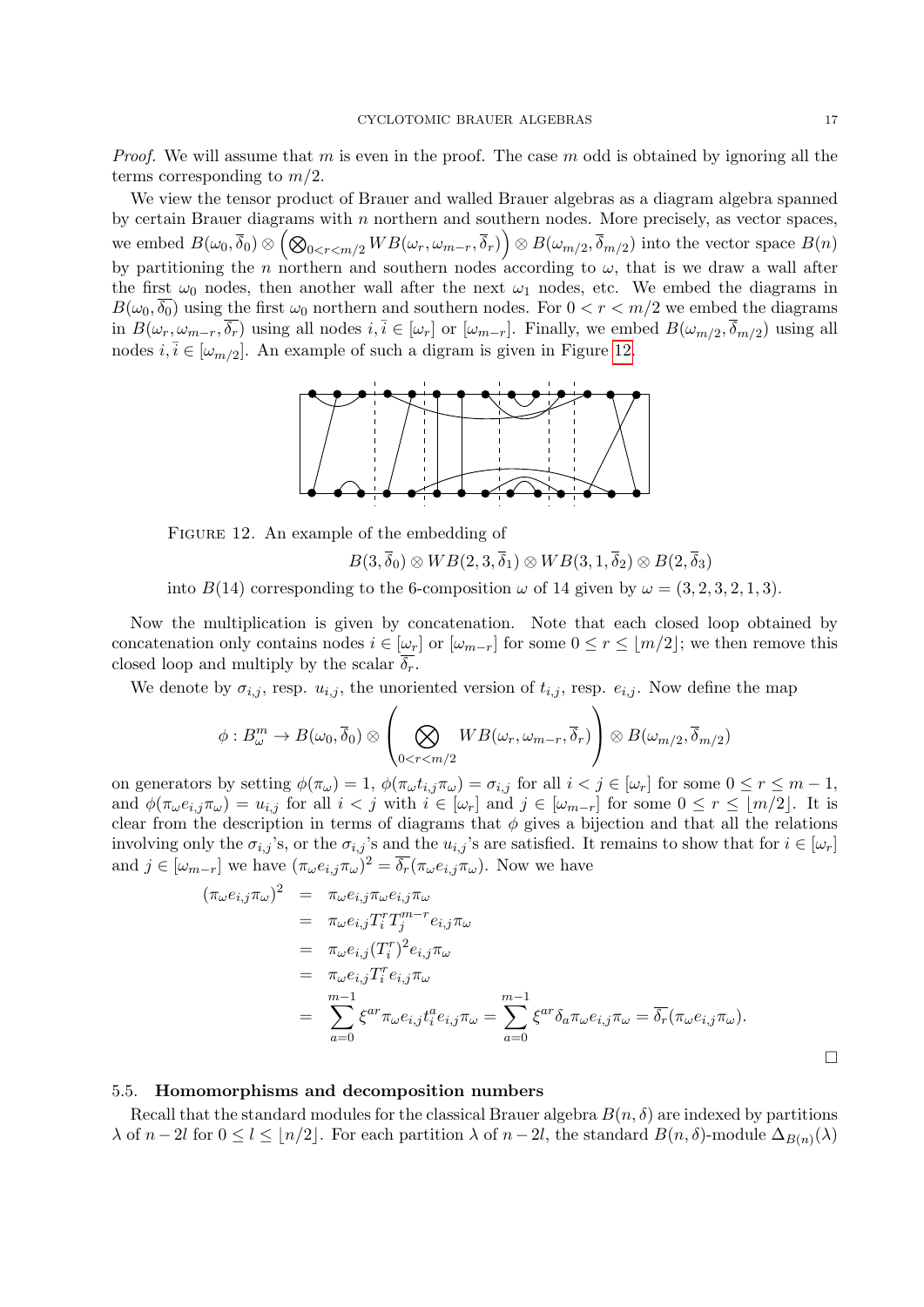*Proof.* We will assume that $m$ is even in the proof. The case $m$ odd is obtained by ignoring all the terms corresponding to $m/2$.

We view the tensor product of Brauer and walled Brauer algebras as a diagram algebra spanned by certain Brauer diagrams with $n$ northern and southern nodes. More precisely, as vector spaces, we embed $B(\omega_0, \overline{\delta}_0) \otimes \left( \bigotimes_{0<r<m/2} WB(\omega_r, \omega_{m-r}, \overline{\delta}_r) \right) \otimes B(\omega_{m/2}, \overline{\delta}_{m/2})$ into the vector space $B(n)$ by partitioning the $n$ northern and southern nodes according to $\omega$, that is we draw a wall after the first $\omega_0$ nodes, then another wall after the next $\omega_1$ nodes, etc. We embed the diagrams in $B(\omega_0, \overline{\delta_0})$ using the first $\omega_0$ northern and southern nodes. For $0 < r < m/2$ we embed the diagrams in $B(\omega_r, \omega_{m-r}, \overline{\delta_r})$ using all nodes $i, \bar{i} \in [\omega_r]$ or $[\omega_{m-r}]$. Finally, we embed $B(\omega_{m/2}, \overline{\delta}_{m/2})$ using all nodes $i, \bar{i} \in [\omega_{m/2}]$. An example of such a digram is given in Figure 12.

Figure 12. An example of the embedding of

$$B(3, \overline{\delta}_0) \otimes WB(2, 3, \overline{\delta}_1) \otimes WB(3, 1, \overline{\delta}_2) \otimes B(2, \overline{\delta}_3)$$

into $B(14)$ corresponding to the 6-composition $\omega$ of 14 given by $\omega = (3, 2, 3, 2, 1, 3)$.

Now the multiplication is given by concatenation. Note that each closed loop obtained by concatenation only contains nodes $i \in [\omega_r]$ or $[\omega_{m-r}]$ for some $0 \leq r \leq \lfloor m/2 \rfloor$; we then remove this closed loop and multiply by the scalar $\overline{\delta_r}$.

We denote by $\sigma_{i,j}$, resp. $u_{i,j}$, the unoriented version of $t_{i,j}$, resp. $e_{i,j}$. Now define the map

$$\phi : B^m_\omega \to B(\omega_0, \overline{\delta}_0) \otimes \left( \bigotimes_{0<r<m/2} WB(\omega_r, \omega_{m-r}, \overline{\delta}_r) \right) \otimes B(\omega_{m/2}, \overline{\delta}_{m/2})$$

on generators by setting $\phi(\pi_\omega) = 1$, $\phi(\pi_\omega t_{i,j} \pi_\omega) = \sigma_{i,j}$ for all $i < j \in [\omega_r]$ for some $0 \leq r \leq m-1$, and $\phi(\pi_\omega e_{i,j} \pi_\omega) = u_{i,j}$ for all $i < j$ with $i \in [\omega_r]$ and $j \in [\omega_{m-r}]$ for some $0 \leq r \leq \lfloor m/2 \rfloor$. It is clear from the description in terms of diagrams that $\phi$ gives a bijection and that all the relations involving only the $\sigma_{i,j}$'s, or the $\sigma_{i,j}$'s and the $u_{i,j}$'s are satisfied. It remains to show that for $i \in [\omega_r]$ and $j \in [\omega_{m-r}]$ we have $(\pi_\omega e_{i,j} \pi_\omega)^2 = \overline{\delta_r}(\pi_\omega e_{i,j} \pi_\omega)$. Now we have

$$\begin{aligned}
(\pi_\omega e_{i,j} \pi_\omega)^2 &= \pi_\omega e_{i,j} \pi_\omega e_{i,j} \pi_\omega \\
&= \pi_\omega e_{i,j} T_i^r T_j^{m-r} e_{i,j} \pi_\omega \\
&= \pi_\omega e_{i,j} (T_i^r)^2 e_{i,j} \pi_\omega \\
&= \pi_\omega e_{i,j} T_i^r e_{i,j} \pi_\omega \\
&= \sum_{a=0}^{m-1} \xi^{ar} \pi_\omega e_{i,j} t_i^a e_{i,j} \pi_\omega = \sum_{a=0}^{m-1} \xi^{ar} \delta_a \pi_\omega e_{i,j} \pi_\omega = \overline{\delta_r}(\pi_\omega e_{i,j} \pi_\omega).
\end{aligned}$$

□

### 5.5. Homomorphisms and decomposition numbers

Recall that the standard modules for the classical Brauer algebra $B(n, \delta)$ are indexed by partitions $\lambda$ of $n - 2l$ for $0 \leq l \leq \lfloor n/2 \rfloor$. For each partition $\lambda$ of $n - 2l$, the standard $B(n, \delta)$-module $\Delta_{B(n)}(\lambda)$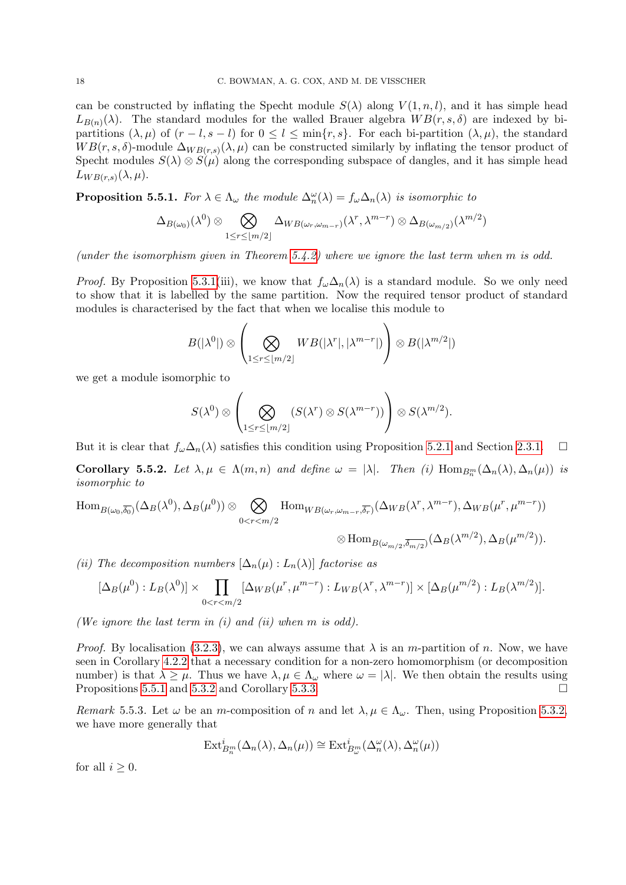can be constructed by inflating the Specht module $S(\lambda)$ along $V(1,n,l)$, and it has simple head $L_{B(n)}(\lambda)$. The standard modules for the walled Brauer algebra $WB(r,s,\delta)$ are indexed by bi-partitions $(\lambda,\mu)$ of $(r-l,s-l)$ for $0 \leq l \leq \min\{r,s\}$. For each bi-partition $(\lambda,\mu)$, the standard $WB(r,s,\delta)$-module $\Delta_{WB(r,s)}(\lambda,\mu)$ can be constructed similarly by inflating the tensor product of Specht modules $S(\lambda)\otimes S(\mu)$ along the corresponding subspace of dangles, and it has simple head $L_{WB(r,s)}(\lambda,\mu)$.

**Proposition 5.5.1.** *For $\lambda \in \Lambda_\omega$ the module $\Delta_n^\omega(\lambda) = f_\omega \Delta_n(\lambda)$ is isomorphic to*

$$\Delta_{B(\omega_0)}(\lambda^0) \otimes \bigotimes_{1\leq r\leq \lfloor m/2\rfloor} \Delta_{WB(\omega_r,\omega_{m-r})}(\lambda^r,\lambda^{m-r}) \otimes \Delta_{B(\omega_{m/2})}(\lambda^{m/2})$$

*(under the isomorphism given in Theorem 5.4.2) where we ignore the last term when $m$ is odd.*

*Proof.* By Proposition 5.3.1(iii), we know that $f_\omega\Delta_n(\lambda)$ is a standard module. So we only need to show that it is labelled by the same partition. Now the required tensor product of standard modules is characterised by the fact that when we localise this module to

$$B(|\lambda^0|) \otimes \left(\bigotimes_{1\leq r\leq \lfloor m/2\rfloor} WB(|\lambda^r|,|\lambda^{m-r}|)\right) \otimes B(|\lambda^{m/2}|)$$

we get a module isomorphic to

$$S(\lambda^0) \left(\bigotimes_{1\leq r\leq \lfloor m/2\rfloor} (S(\lambda^r)\otimes S(\lambda^{m-r}))\right) \otimes S(\lambda^{m/2}).$$

But it is clear that $f_\omega\Delta_n(\lambda)$ satisfies this condition using Proposition 5.2.1 and Section 2.3.1. □

**Corollary 5.5.2.** *Let $\lambda,\mu \in \Lambda(m,n)$ and define $\omega = |\lambda|$. Then (i) $\mathrm{Hom}_{B_n^m}(\Delta_n(\lambda),\Delta_n(\mu))$ is isomorphic to*

$$\mathrm{Hom}_{B(\omega_0,\overline{\delta_0})}(\Delta_B(\lambda^0),\Delta_B(\mu^0)) \otimes \bigotimes_{0<r<m/2} \mathrm{Hom}_{WB(\omega_r,\omega_{m-r},\overline{\delta_r})}(\Delta_{WB}(\lambda^r,\lambda^{m-r}),\Delta_{WB}(\mu^r,\mu^{m-r}))$$
$$\otimes \mathrm{Hom}_{B(\omega_{m/2},\overline{\delta_{m/2}})}(\Delta_B(\lambda^{m/2}),\Delta_B(\mu^{m/2})).$$

*(ii) The decomposition numbers $[\Delta_n(\mu):L_n(\lambda)]$ factorise as*

$$[\Delta_B(\mu^0):L_B(\lambda^0)] \times \prod_{0<r<m/2} [\Delta_{WB}(\mu^r,\mu^{m-r}):L_{WB}(\lambda^r,\lambda^{m-r})] \times [\Delta_B(\mu^{m/2}):L_B(\lambda^{m/2})].$$

*(We ignore the last term in (i) and (ii) when $m$ is odd).*

*Proof.* By localisation (3.2.3), we can always assume that $\lambda$ is an $m$-partition of $n$. Now, we have seen in Corollary 4.2.2 that a necessary condition for a non-zero homomorphism (or decomposition number) is that $\lambda \geq \mu$. Thus we have $\lambda,\mu \in \Lambda_\omega$ where $\omega = |\lambda|$. We then obtain the results using Propositions 5.5.1 and 5.3.2 and Corollary 5.3.3. □

*Remark* 5.5.3. Let $\omega$ be an $m$-composition of $n$ and let $\lambda,\mu \in \Lambda_\omega$. Then, using Proposition 5.3.2, we have more generally that

$$\mathrm{Ext}^i_{B_n^m}(\Delta_n(\lambda),\Delta_n(\mu)) \cong \mathrm{Ext}^i_{B_\omega^m}(\Delta_n^\omega(\lambda),\Delta_n^\omega(\mu))$$

for all $i \geq 0$.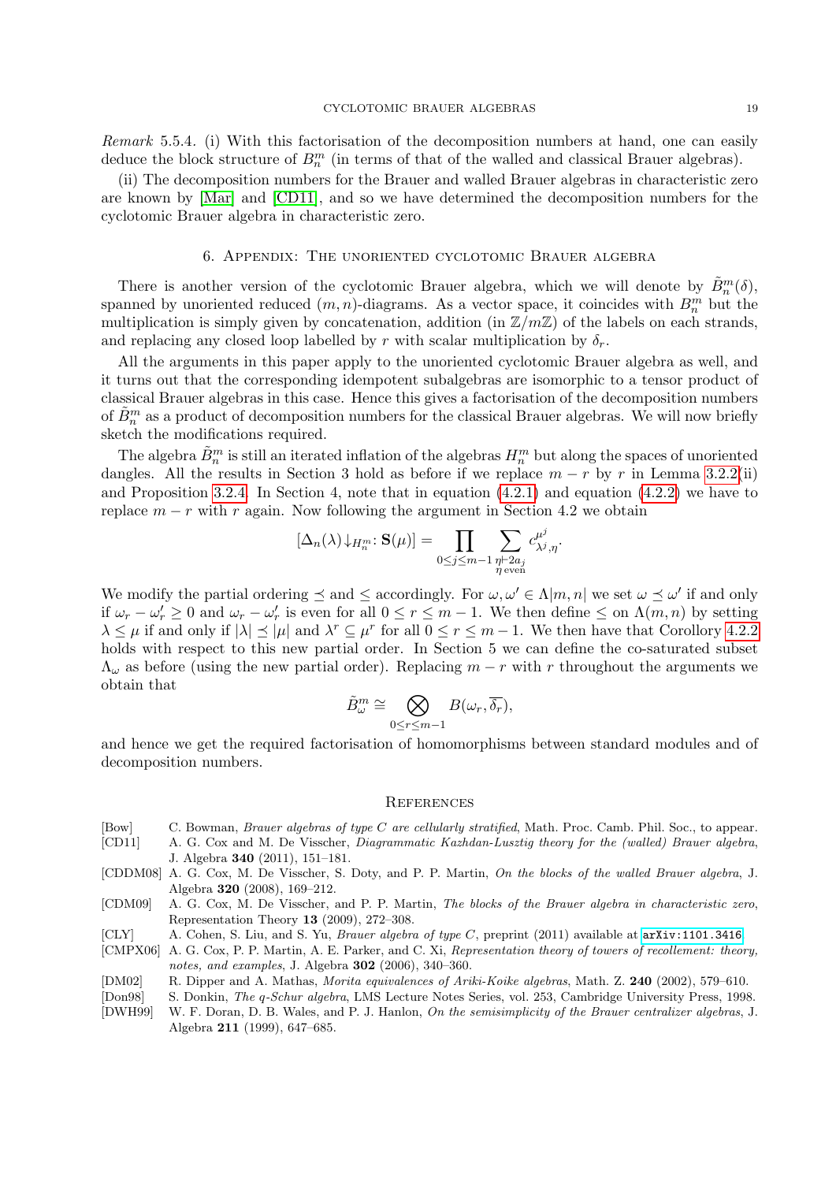*Remark* 5.5.4. (i) With this factorisation of the decomposition numbers at hand, one can easily deduce the block structure of $B_n^m$ (in terms of that of the walled and classical Brauer algebras).

(ii) The decomposition numbers for the Brauer and walled Brauer algebras in characteristic zero are known by [Mar] and [CD11], and so we have determined the decomposition numbers for the cyclotomic Brauer algebra in characteristic zero.

## 6. Appendix: The unoriented cyclotomic Brauer algebra

There is another version of the cyclotomic Brauer algebra, which we will denote by $\tilde{B}_n^m(\delta)$, spanned by unoriented reduced $(m,n)$-diagrams. As a vector space, it coincides with $B_n^m$ but the multiplication is simply given by concatenation, addition (in $\mathbb{Z}/m\mathbb{Z}$) of the labels on each strands, and replacing any closed loop labelled by $r$ with scalar multiplication by $\delta_r$.

All the arguments in this paper apply to the unoriented cyclotomic Brauer algebra as well, and it turns out that the corresponding idempotent subalgebras are isomorphic to a tensor product of classical Brauer algebras in this case. Hence this gives a factorisation of the decomposition numbers of $\tilde{B}_n^m$ as a product of decomposition numbers for the classical Brauer algebras. We will now briefly sketch the modifications required.

The algebra $\tilde{B}_n^m$ is still an iterated inflation of the algebras $H_n^m$ but along the spaces of unoriented dangles. All the results in Section 3 hold as before if we replace $m-r$ by $r$ in Lemma 3.2.2(ii) and Proposition 3.2.4. In Section 4, note that in equation (4.2.1) and equation (4.2.2) we have to replace $m-r$ with $r$ again. Now following the argument in Section 4.2 we obtain

$$[\Delta_n(\lambda)\!\downarrow_{H_n^m}\colon \mathbf{S}(\mu)] = \prod_{0\leq j\leq m-1} \sum_{\substack{\eta\vdash 2a_j \\ \eta\,\text{even}}} c^{\mu^j}_{\lambda^j,\eta}.$$

We modify the partial ordering $\preceq$ and $\leq$ accordingly. For $\omega,\omega'\in\Lambda|m,n|$ we set $\omega\preceq\omega'$ if and only if $\omega_r-\omega'_r\geq 0$ and $\omega_r-\omega'_r$ is even for all $0\leq r\leq m-1$. We then define $\leq$ on $\Lambda(m,n)$ by setting $\lambda\leq\mu$ if and only if $|\lambda|\preceq|\mu|$ and $\lambda^r\subseteq\mu^r$ for all $0\leq r\leq m-1$. We then have that Corollary 4.2.2 holds with respect to this new partial order. In Section 5 we can define the co-saturated subset $\Lambda_\omega$ as before (using the new partial order). Replacing $m-r$ with $r$ throughout the arguments we obtain that

$$\tilde{B}_\omega^m \cong \bigotimes_{0\leq r\leq m-1} B(\omega_r,\overline{\delta_r}),$$

and hence we get the required factorisation of homomorphisms between standard modules and of decomposition numbers.

## References

[Bow] C. Bowman, *Brauer algebras of type C are cellularly stratified*, Math. Proc. Camb. Phil. Soc., to appear.

[CD11] A. G. Cox and M. De Visscher, *Diagrammatic Kazhdan-Lusztig theory for the (walled) Brauer algebra*, J. Algebra **340** (2011), 151–181.

[CDDM08] A. G. Cox, M. De Visscher, S. Doty, and P. P. Martin, *On the blocks of the walled Brauer algebra*, J. Algebra **320** (2008), 169–212.

[CDM09] A. G. Cox, M. De Visscher, and P. P. Martin, *The blocks of the Brauer algebra in characteristic zero*, Representation Theory **13** (2009), 272–308.

[CLY] A. Cohen, S. Liu, and S. Yu, *Brauer algebra of type C*, preprint (2011) available at arXiv:1101.3416.

[CMPX06] A. G. Cox, P. P. Martin, A. E. Parker, and C. Xi, *Representation theory of towers of recollement: theory, notes, and examples*, J. Algebra **302** (2006), 340–360.

[DM02] R. Dipper and A. Mathas, *Morita equivalences of Ariki-Koike algebras*, Math. Z. **240** (2002), 579–610.

[Don98] S. Donkin, *The q-Schur algebra*, LMS Lecture Notes Series, vol. 253, Cambridge University Press, 1998.

[DWH99] W. F. Doran, D. B. Wales, and P. J. Hanlon, *On the semisimplicity of the Brauer centralizer algebras*, J. Algebra **211** (1999), 647–685.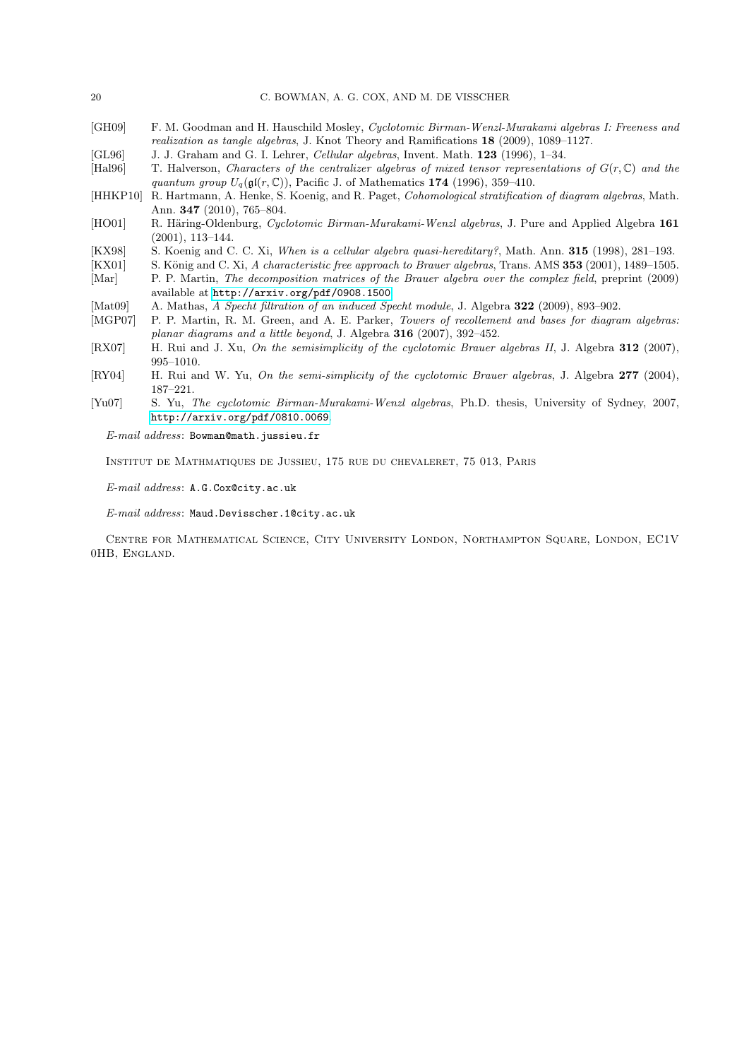[GH09] F. M. Goodman and H. Hauschild Mosley, *Cyclotomic Birman-Wenzl-Murakami algebras I: Freeness and realization as tangle algebras*, J. Knot Theory and Ramifications **18** (2009), 1089–1127.

[GL96] J. J. Graham and G. I. Lehrer, *Cellular algebras*, Invent. Math. **123** (1996), 1–34.

[Hal96] T. Halverson, *Characters of the centralizer algebras of mixed tensor representations of $G(r, \mathbb{C})$ and the quantum group $U_q(\mathfrak{gl}(r, \mathbb{C}))$*, Pacific J. of Mathematics **174** (1996), 359–410.

[HHKP10] R. Hartmann, A. Henke, S. Koenig, and R. Paget, *Cohomological stratification of diagram algebras*, Math. Ann. **347** (2010), 765–804.

[HO01] R. Häring-Oldenburg, *Cyclotomic Birman-Murakami-Wenzl algebras*, J. Pure and Applied Algebra **161** (2001), 113–144.

[KX98] S. Koenig and C. C. Xi, *When is a cellular algebra quasi-hereditary?*, Math. Ann. **315** (1998), 281–193.

[KX01] S. König and C. Xi, *A characteristic free approach to Brauer algebras*, Trans. AMS **353** (2001), 1489–1505.

[Mar] P. P. Martin, *The decomposition matrices of the Brauer algebra over the complex field*, preprint (2009) available at http://arxiv.org/pdf/0908.1500.

[Mat09] A. Mathas, *A Specht filtration of an induced Specht module*, J. Algebra **322** (2009), 893–902.

[MGP07] P. P. Martin, R. M. Green, and A. E. Parker, *Towers of recollement and bases for diagram algebras: planar diagrams and a little beyond*, J. Algebra **316** (2007), 392–452.

[RX07] H. Rui and J. Xu, *On the semisimplicity of the cyclotomic Brauer algebras II*, J. Algebra **312** (2007), 995–1010.

[RY04] H. Rui and W. Yu, *On the semi-simplicity of the cyclotomic Brauer algebras*, J. Algebra **277** (2004), 187–221.

[Yu07] S. Yu, *The cyclotomic Birman-Murakami-Wenzl algebras*, Ph.D. thesis, University of Sydney, 2007, http://arxiv.org/pdf/0810.0069.

*E-mail address*: Bowman@math.jussieu.fr

Institut de Mathmatiques de Jussieu, 175 rue du chevaleret, 75 013, Paris

*E-mail address*: A.G.Cox@city.ac.uk

*E-mail address*: Maud.Devisscher.1@city.ac.uk

Centre for Mathematical Science, City University London, Northampton Square, London, EC1V 0HB, England.